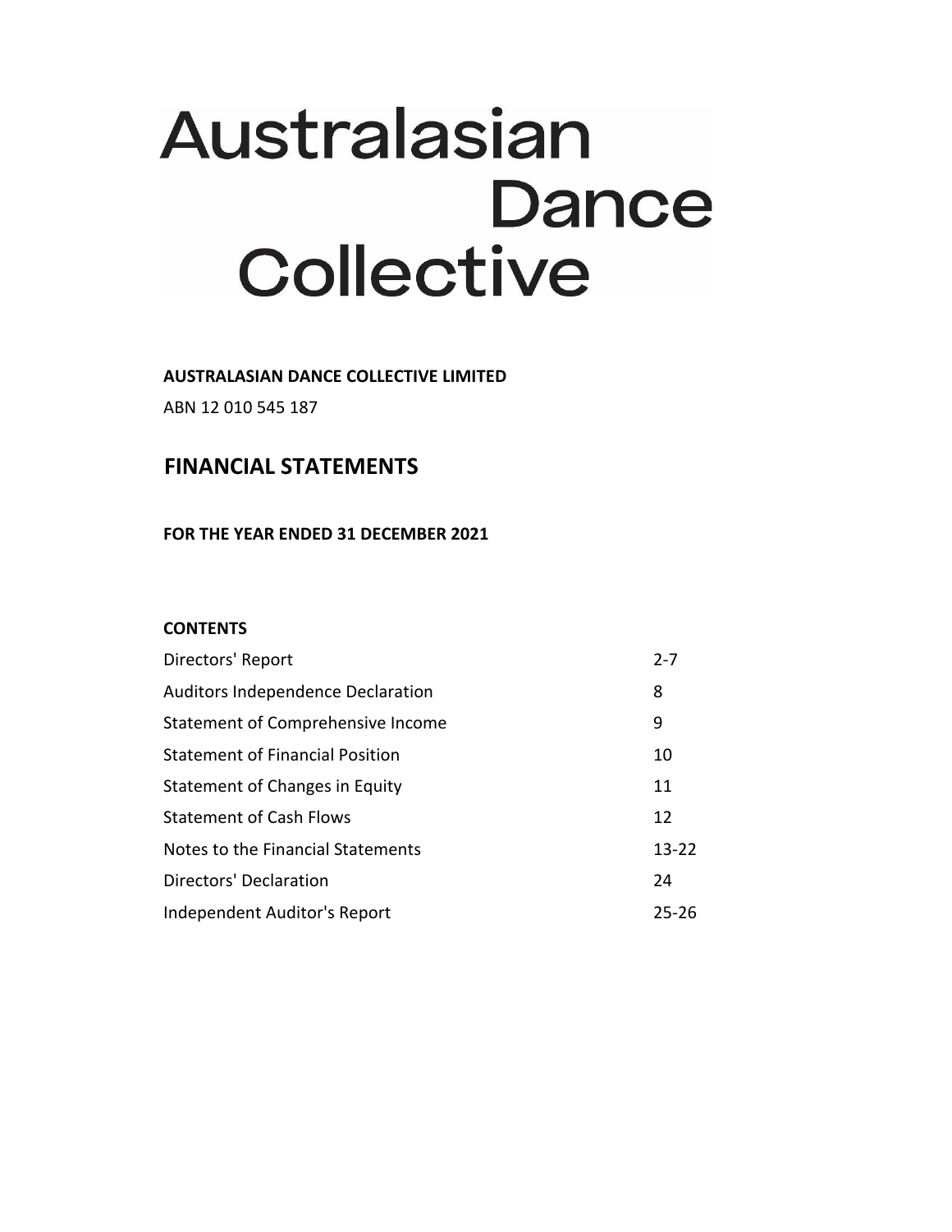# Australasian Dance Collective

**AUSTRALASIAN DANCE COLLECTIVE LIMITED**

ABN 12 010 545 187

## FINANCIAL STATEMENTS

**FOR THE YEAR ENDED 31 DECEMBER 2021**

**CONTENTS**

| | |
|---|---|
| Directors' Report | 2-7 |
| Auditors Independence Declaration | 8 |
| Statement of Comprehensive Income | 9 |
| Statement of Financial Position | 10 |
| Statement of Changes in Equity | 11 |
| Statement of Cash Flows | 12 |
| Notes to the Financial Statements | 13-22 |
| Directors' Declaration | 24 |
| Independent Auditor's Report | 25-26 |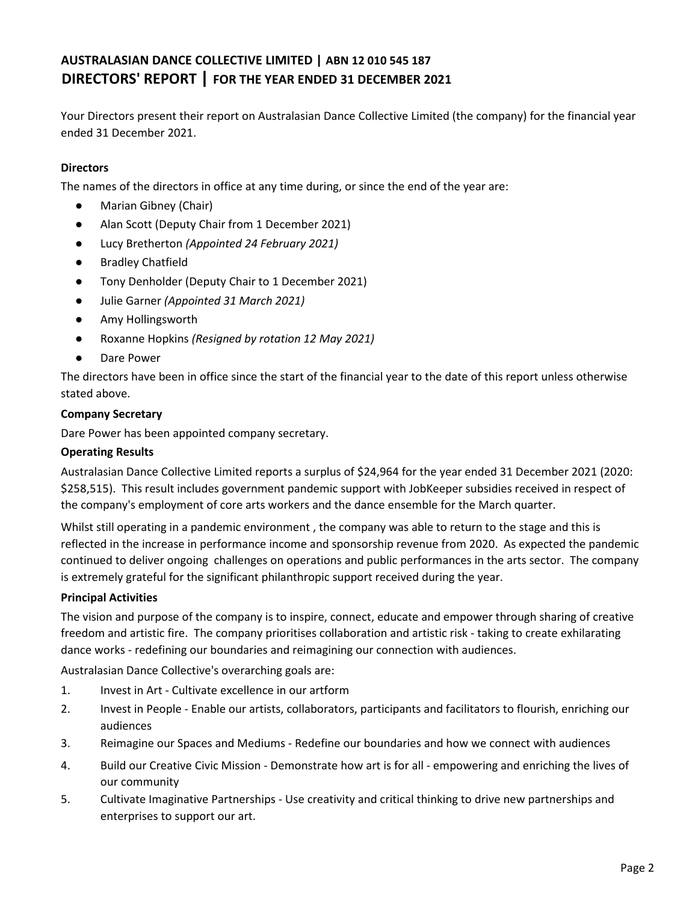# AUSTRALASIAN DANCE COLLECTIVE LIMITED | ABN 12 010 545 187
## DIRECTORS' REPORT | FOR THE YEAR ENDED 31 DECEMBER 2021

Your Directors present their report on Australasian Dance Collective Limited (the company) for the financial year ended 31 December 2021.

**Directors**

The names of the directors in office at any time during, or since the end of the year are:

- Marian Gibney (Chair)
- Alan Scott (Deputy Chair from 1 December 2021)
- Lucy Bretherton *(Appointed 24 February 2021)*
- Bradley Chatfield
- Tony Denholder (Deputy Chair to 1 December 2021)
- Julie Garner *(Appointed 31 March 2021)*
- Amy Hollingsworth
- Roxanne Hopkins *(Resigned by rotation 12 May 2021)*
- Dare Power

The directors have been in office since the start of the financial year to the date of this report unless otherwise stated above.

**Company Secretary**

Dare Power has been appointed company secretary.

**Operating Results**

Australasian Dance Collective Limited reports a surplus of $24,964 for the year ended 31 December 2021 (2020: $258,515). This result includes government pandemic support with JobKeeper subsidies received in respect of the company's employment of core arts workers and the dance ensemble for the March quarter.

Whilst still operating in a pandemic environment , the company was able to return to the stage and this is reflected in the increase in performance income and sponsorship revenue from 2020. As expected the pandemic continued to deliver ongoing challenges on operations and public performances in the arts sector. The company is extremely grateful for the significant philanthropic support received during the year.

**Principal Activities**

The vision and purpose of the company is to inspire, connect, educate and empower through sharing of creative freedom and artistic fire. The company prioritises collaboration and artistic risk - taking to create exhilarating dance works - redefining our boundaries and reimagining our connection with audiences.

Australasian Dance Collective's overarching goals are:

1. Invest in Art - Cultivate excellence in our artform
2. Invest in People - Enable our artists, collaborators, participants and facilitators to flourish, enriching our audiences
3. Reimagine our Spaces and Mediums - Redefine our boundaries and how we connect with audiences
4. Build our Creative Civic Mission - Demonstrate how art is for all - empowering and enriching the lives of our community
5. Cultivate Imaginative Partnerships - Use creativity and critical thinking to drive new partnerships and enterprises to support our art.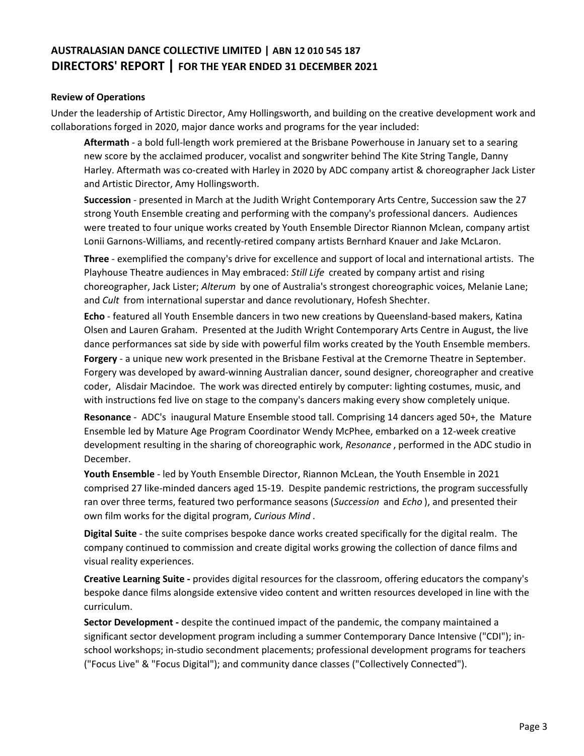# AUSTRALASIAN DANCE COLLECTIVE LIMITED | ABN 12 010 545 187
## DIRECTORS' REPORT | FOR THE YEAR ENDED 31 DECEMBER 2021

**Review of Operations**

Under the leadership of Artistic Director, Amy Hollingsworth, and building on the creative development work and collaborations forged in 2020, major dance works and programs for the year included:

**Aftermath** - a bold full-length work premiered at the Brisbane Powerhouse in January set to a searing new score by the acclaimed producer, vocalist and songwriter behind The Kite String Tangle, Danny Harley. Aftermath was co-created with Harley in 2020 by ADC company artist & choreographer Jack Lister and Artistic Director, Amy Hollingsworth.

**Succession** - presented in March at the Judith Wright Contemporary Arts Centre, Succession saw the 27 strong Youth Ensemble creating and performing with the company's professional dancers. Audiences were treated to four unique works created by Youth Ensemble Director Riannon Mclean, company artist Lonii Garnons-Williams, and recently-retired company artists Bernhard Knauer and Jake McLaron.

**Three** - exemplified the company's drive for excellence and support of local and international artists. The Playhouse Theatre audiences in May embraced: *Still Life* created by company artist and rising choreographer, Jack Lister; *Alterum* by one of Australia's strongest choreographic voices, Melanie Lane; and *Cult* from international superstar and dance revolutionary, Hofesh Shechter.

**Echo** - featured all Youth Ensemble dancers in two new creations by Queensland-based makers, Katina Olsen and Lauren Graham. Presented at the Judith Wright Contemporary Arts Centre in August, the live dance performances sat side by side with powerful film works created by the Youth Ensemble members.

**Forgery** - a unique new work presented in the Brisbane Festival at the Cremorne Theatre in September. Forgery was developed by award-winning Australian dancer, sound designer, choreographer and creative coder, Alisdair Macindoe. The work was directed entirely by computer: lighting costumes, music, and with instructions fed live on stage to the company's dancers making every show completely unique.

**Resonance** - ADC's inaugural Mature Ensemble stood tall. Comprising 14 dancers aged 50+, the Mature Ensemble led by Mature Age Program Coordinator Wendy McPhee, embarked on a 12-week creative development resulting in the sharing of choreographic work, *Resonance* , performed in the ADC studio in December.

**Youth Ensemble** - led by Youth Ensemble Director, Riannon McLean, the Youth Ensemble in 2021 comprised 27 like-minded dancers aged 15-19. Despite pandemic restrictions, the program successfully ran over three terms, featured two performance seasons (*Succession* and *Echo* ), and presented their own film works for the digital program, *Curious Mind* .

**Digital Suite** - the suite comprises bespoke dance works created specifically for the digital realm. The company continued to commission and create digital works growing the collection of dance films and visual reality experiences.

**Creative Learning Suite -** provides digital resources for the classroom, offering educators the company's bespoke dance films alongside extensive video content and written resources developed in line with the curriculum.

**Sector Development -** despite the continued impact of the pandemic, the company maintained a significant sector development program including a summer Contemporary Dance Intensive ("CDI"); in-school workshops; in-studio secondment placements; professional development programs for teachers ("Focus Live" & "Focus Digital"); and community dance classes ("Collectively Connected").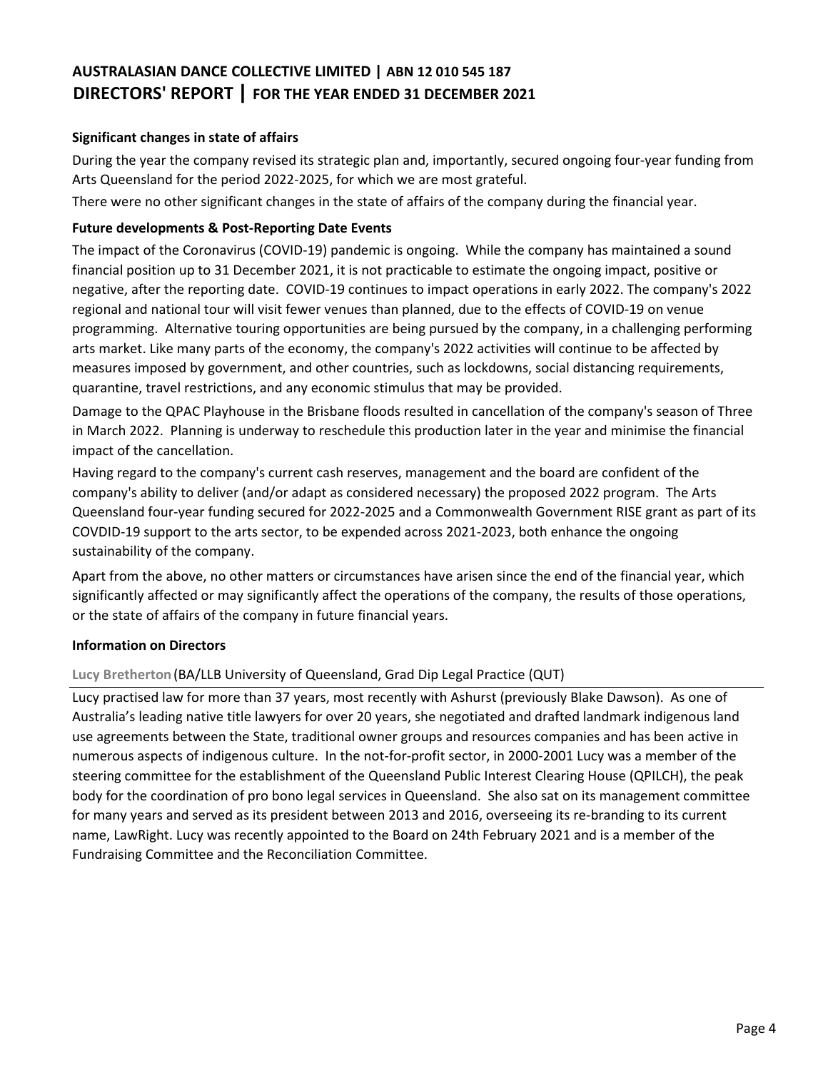**Significant changes in state of affairs**

During the year the company revised its strategic plan and, importantly, secured ongoing four-year funding from Arts Queensland for the period 2022-2025, for which we are most grateful.

There were no other significant changes in the state of affairs of the company during the financial year.

**Future developments & Post-Reporting Date Events**

The impact of the Coronavirus (COVID-19) pandemic is ongoing. While the company has maintained a sound financial position up to 31 December 2021, it is not practicable to estimate the ongoing impact, positive or negative, after the reporting date. COVID-19 continues to impact operations in early 2022. The company's 2022 regional and national tour will visit fewer venues than planned, due to the effects of COVID-19 on venue programming. Alternative touring opportunities are being pursued by the company, in a challenging performing arts market. Like many parts of the economy, the company's 2022 activities will continue to be affected by measures imposed by government, and other countries, such as lockdowns, social distancing requirements, quarantine, travel restrictions, and any economic stimulus that may be provided.

Damage to the QPAC Playhouse in the Brisbane floods resulted in cancellation of the company's season of Three in March 2022. Planning is underway to reschedule this production later in the year and minimise the financial impact of the cancellation.

Having regard to the company's current cash reserves, management and the board are confident of the company's ability to deliver (and/or adapt as considered necessary) the proposed 2022 program. The Arts Queensland four-year funding secured for 2022-2025 and a Commonwealth Government RISE grant as part of its COVDID-19 support to the arts sector, to be expended across 2021-2023, both enhance the ongoing sustainability of the company.

Apart from the above, no other matters or circumstances have arisen since the end of the financial year, which significantly affected or may significantly affect the operations of the company, the results of those operations, or the state of affairs of the company in future financial years.

**Information on Directors**

**Lucy Bretherton** (BA/LLB University of Queensland, Grad Dip Legal Practice (QUT)

Lucy practised law for more than 37 years, most recently with Ashurst (previously Blake Dawson). As one of Australia's leading native title lawyers for over 20 years, she negotiated and drafted landmark indigenous land use agreements between the State, traditional owner groups and resources companies and has been active in numerous aspects of indigenous culture. In the not-for-profit sector, in 2000-2001 Lucy was a member of the steering committee for the establishment of the Queensland Public Interest Clearing House (QPILCH), the peak body for the coordination of pro bono legal services in Queensland. She also sat on its management committee for many years and served as its president between 2013 and 2016, overseeing its re-branding to its current name, LawRight. Lucy was recently appointed to the Board on 24th February 2021 and is a member of the Fundraising Committee and the Reconciliation Committee.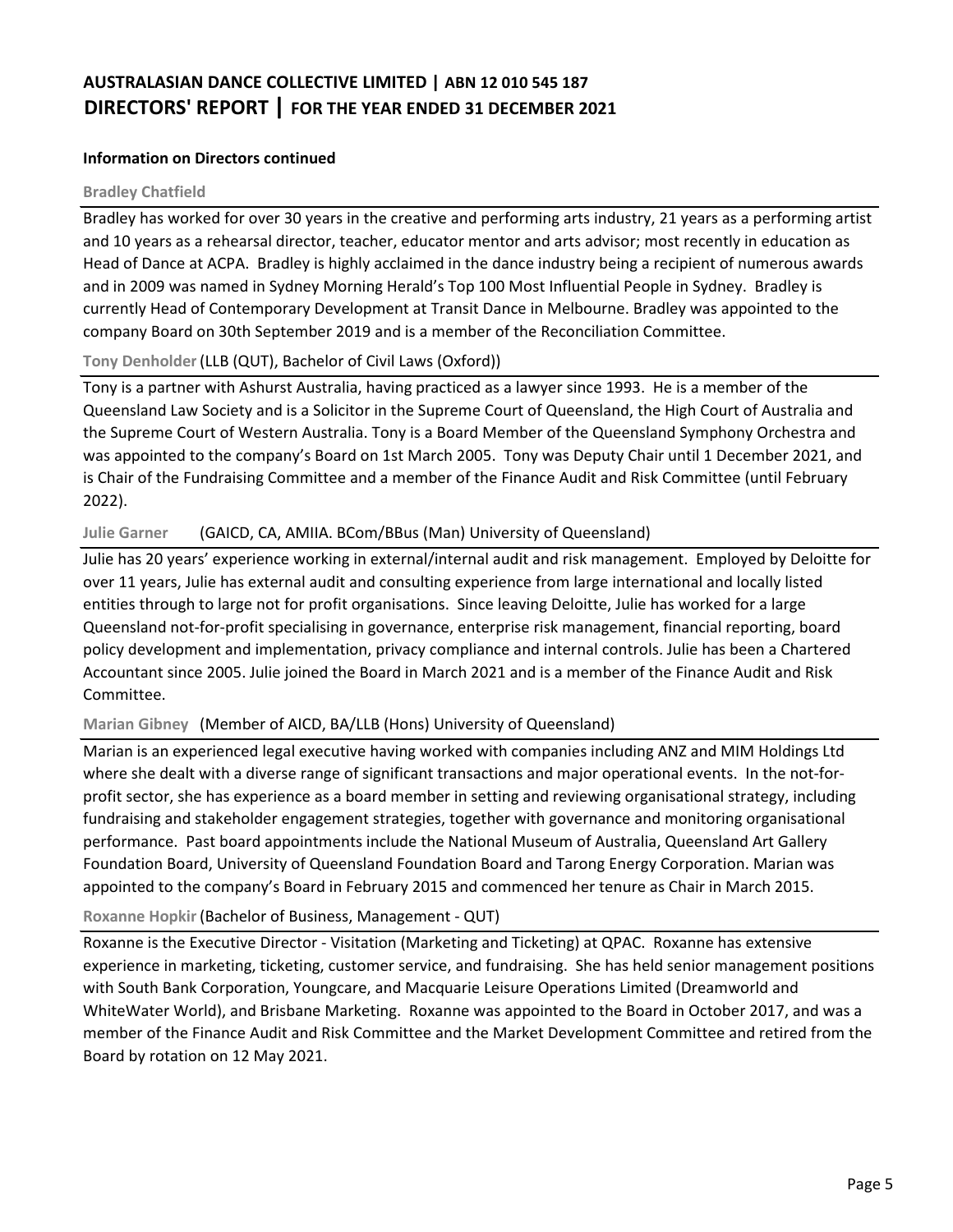**Information on Directors continued**

**Bradley Chatfield**

Bradley has worked for over 30 years in the creative and performing arts industry, 21 years as a performing artist and 10 years as a rehearsal director, teacher, educator mentor and arts advisor; most recently in education as Head of Dance at ACPA. Bradley is highly acclaimed in the dance industry being a recipient of numerous awards and in 2009 was named in Sydney Morning Herald's Top 100 Most Influential People in Sydney. Bradley is currently Head of Contemporary Development at Transit Dance in Melbourne. Bradley was appointed to the company Board on 30th September 2019 and is a member of the Reconciliation Committee.

**Tony Denholder** (LLB (QUT), Bachelor of Civil Laws (Oxford))

Tony is a partner with Ashurst Australia, having practiced as a lawyer since 1993. He is a member of the Queensland Law Society and is a Solicitor in the Supreme Court of Queensland, the High Court of Australia and the Supreme Court of Western Australia. Tony is a Board Member of the Queensland Symphony Orchestra and was appointed to the company's Board on 1st March 2005. Tony was Deputy Chair until 1 December 2021, and is Chair of the Fundraising Committee and a member of the Finance Audit and Risk Committee (until February 2022).

**Julie Garner** (GAICD, CA, AMIIA. BCom/BBus (Man) University of Queensland)

Julie has 20 years' experience working in external/internal audit and risk management. Employed by Deloitte for over 11 years, Julie has external audit and consulting experience from large international and locally listed entities through to large not for profit organisations. Since leaving Deloitte, Julie has worked for a large Queensland not-for-profit specialising in governance, enterprise risk management, financial reporting, board policy development and implementation, privacy compliance and internal controls. Julie has been a Chartered Accountant since 2005. Julie joined the Board in March 2021 and is a member of the Finance Audit and Risk Committee.

**Marian Gibney** (Member of AICD, BA/LLB (Hons) University of Queensland)

Marian is an experienced legal executive having worked with companies including ANZ and MIM Holdings Ltd where she dealt with a diverse range of significant transactions and major operational events. In the not-for-profit sector, she has experience as a board member in setting and reviewing organisational strategy, including fundraising and stakeholder engagement strategies, together with governance and monitoring organisational performance. Past board appointments include the National Museum of Australia, Queensland Art Gallery Foundation Board, University of Queensland Foundation Board and Tarong Energy Corporation. Marian was appointed to the company's Board in February 2015 and commenced her tenure as Chair in March 2015.

**Roxanne Hopkir** (Bachelor of Business, Management - QUT)

Roxanne is the Executive Director - Visitation (Marketing and Ticketing) at QPAC. Roxanne has extensive experience in marketing, ticketing, customer service, and fundraising. She has held senior management positions with South Bank Corporation, Youngcare, and Macquarie Leisure Operations Limited (Dreamworld and WhiteWater World), and Brisbane Marketing. Roxanne was appointed to the Board in October 2017, and was a member of the Finance Audit and Risk Committee and the Market Development Committee and retired from the Board by rotation on 12 May 2021.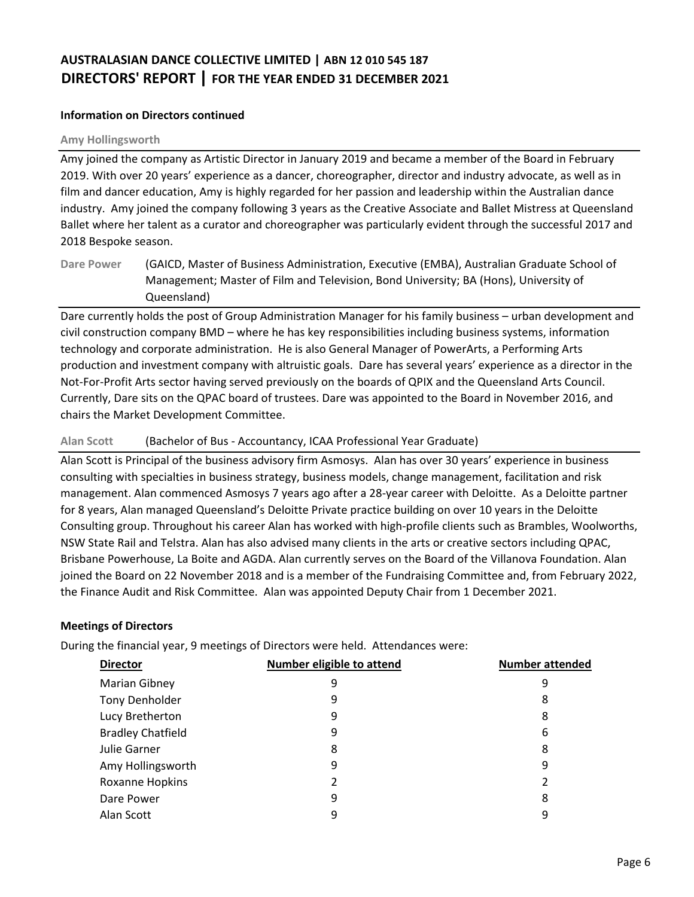**Information on Directors continued**

**Amy Hollingsworth**

Amy joined the company as Artistic Director in January 2019 and became a member of the Board in February 2019. With over 20 years' experience as a dancer, choreographer, director and industry advocate, as well as in film and dancer education, Amy is highly regarded for her passion and leadership within the Australian dance industry. Amy joined the company following 3 years as the Creative Associate and Ballet Mistress at Queensland Ballet where her talent as a curator and choreographer was particularly evident through the successful 2017 and 2018 Bespoke season.

**Dare Power** (GAICD, Master of Business Administration, Executive (EMBA), Australian Graduate School of Management; Master of Film and Television, Bond University; BA (Hons), University of Queensland)

Dare currently holds the post of Group Administration Manager for his family business – urban development and civil construction company BMD – where he has key responsibilities including business systems, information technology and corporate administration. He is also General Manager of PowerArts, a Performing Arts production and investment company with altruistic goals. Dare has several years' experience as a director in the Not-For-Profit Arts sector having served previously on the boards of QPIX and the Queensland Arts Council. Currently, Dare sits on the QPAC board of trustees. Dare was appointed to the Board in November 2016, and chairs the Market Development Committee.

**Alan Scott** (Bachelor of Bus - Accountancy, ICAA Professional Year Graduate)

Alan Scott is Principal of the business advisory firm Asmosys. Alan has over 30 years' experience in business consulting with specialties in business strategy, business models, change management, facilitation and risk management. Alan commenced Asmosys 7 years ago after a 28-year career with Deloitte. As a Deloitte partner for 8 years, Alan managed Queensland's Deloitte Private practice building on over 10 years in the Deloitte Consulting group. Throughout his career Alan has worked with high-profile clients such as Brambles, Woolworths, NSW State Rail and Telstra. Alan has also advised many clients in the arts or creative sectors including QPAC, Brisbane Powerhouse, La Boite and AGDA. Alan currently serves on the Board of the Villanova Foundation. Alan joined the Board on 22 November 2018 and is a member of the Fundraising Committee and, from February 2022, the Finance Audit and Risk Committee. Alan was appointed Deputy Chair from 1 December 2021.

**Meetings of Directors**

During the financial year, 9 meetings of Directors were held. Attendances were:

| Director | Number eligible to attend | Number attended |
|---|---|---|
| Marian Gibney | 9 | 9 |
| Tony Denholder | 9 | 8 |
| Lucy Bretherton | 9 | 8 |
| Bradley Chatfield | 9 | 6 |
| Julie Garner | 8 | 8 |
| Amy Hollingsworth | 9 | 9 |
| Roxanne Hopkins | 2 | 2 |
| Dare Power | 9 | 8 |
| Alan Scott | 9 | 9 |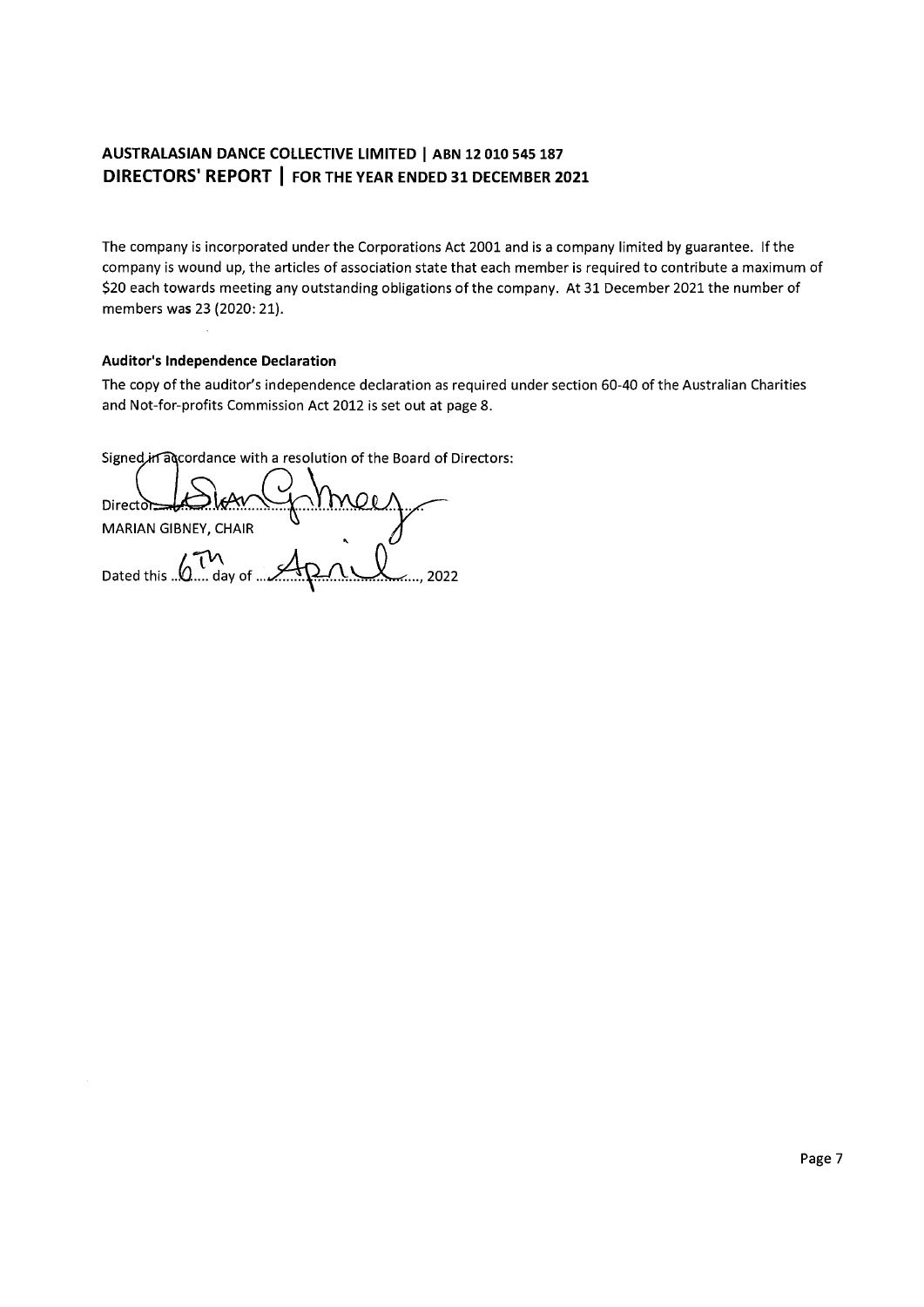**AUSTRALASIAN DANCE COLLECTIVE LIMITED | ABN 12 010 545 187**
**DIRECTORS' REPORT | FOR THE YEAR ENDED 31 DECEMBER 2021**

The company is incorporated under the Corporations Act 2001 and is a company limited by guarantee. If the company is wound up, the articles of association state that each member is required to contribute a maximum of $20 each towards meeting any outstanding obligations of the company. At 31 December 2021 the number of members was 23 (2020: 21).

**Auditor's Independence Declaration**

The copy of the auditor's independence declaration as required under section 60-40 of the Australian Charities and Not-for-profits Commission Act 2012 is set out at page 8.

Signed in accordance with a resolution of the Board of Directors:

Director..................................................

MARIAN GIBNEY, CHAIR

Dated this 6th day of April, 2022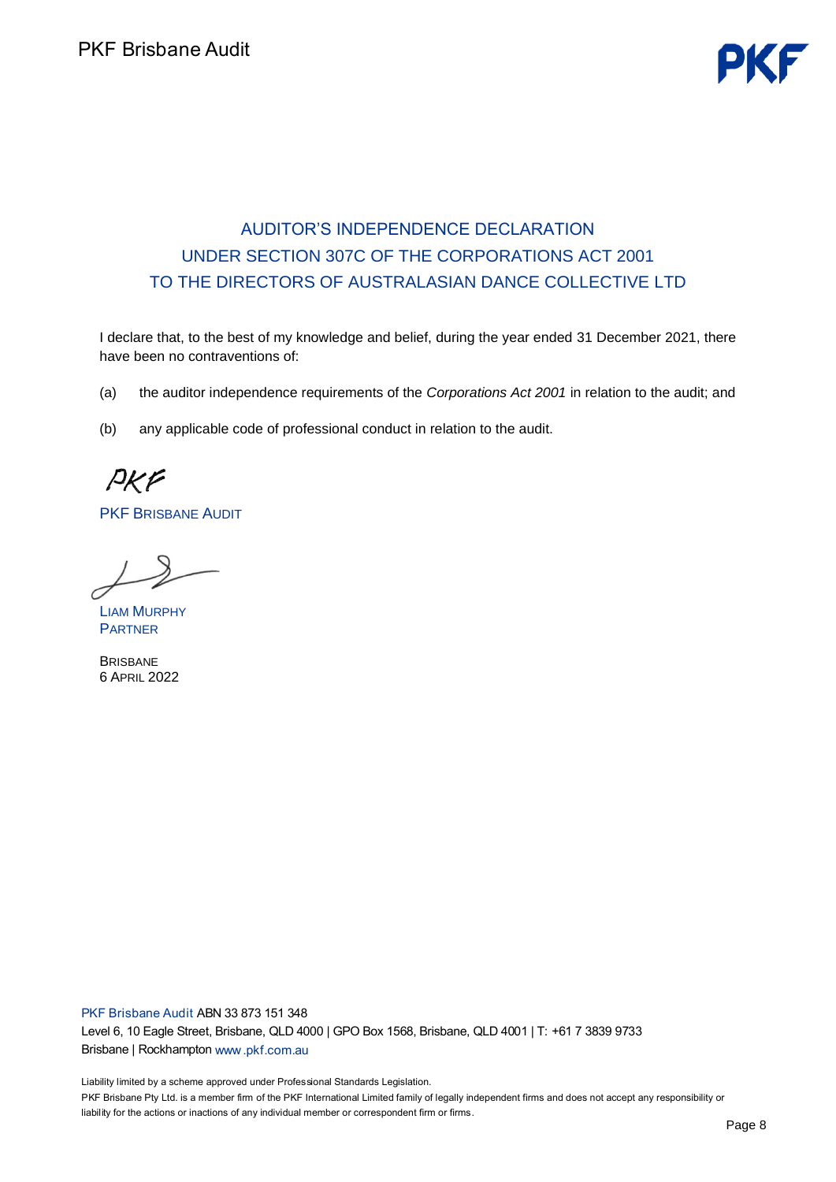# AUDITOR'S INDEPENDENCE DECLARATION UNDER SECTION 307C OF THE CORPORATIONS ACT 2001 TO THE DIRECTORS OF AUSTRALASIAN DANCE COLLECTIVE LTD

I declare that, to the best of my knowledge and belief, during the year ended 31 December 2021, there have been no contraventions of:

(a) the auditor independence requirements of the *Corporations Act 2001* in relation to the audit; and

(b) any applicable code of professional conduct in relation to the audit.

PKF

PKF BRISBANE AUDIT

LIAM MURPHY
PARTNER

BRISBANE
6 APRIL 2022

PKF Brisbane Audit ABN 33 873 151 348
Level 6, 10 Eagle Street, Brisbane, QLD 4000 | GPO Box 1568, Brisbane, QLD 4001 | T: +61 7 3839 9733
Brisbane | Rockhampton www.pkf.com.au

Liability limited by a scheme approved under Professional Standards Legislation.
PKF Brisbane Pty Ltd. is a member firm of the PKF International Limited family of legally independent firms and does not accept any responsibility or liability for the actions or inactions of any individual member or correspondent firm or firms.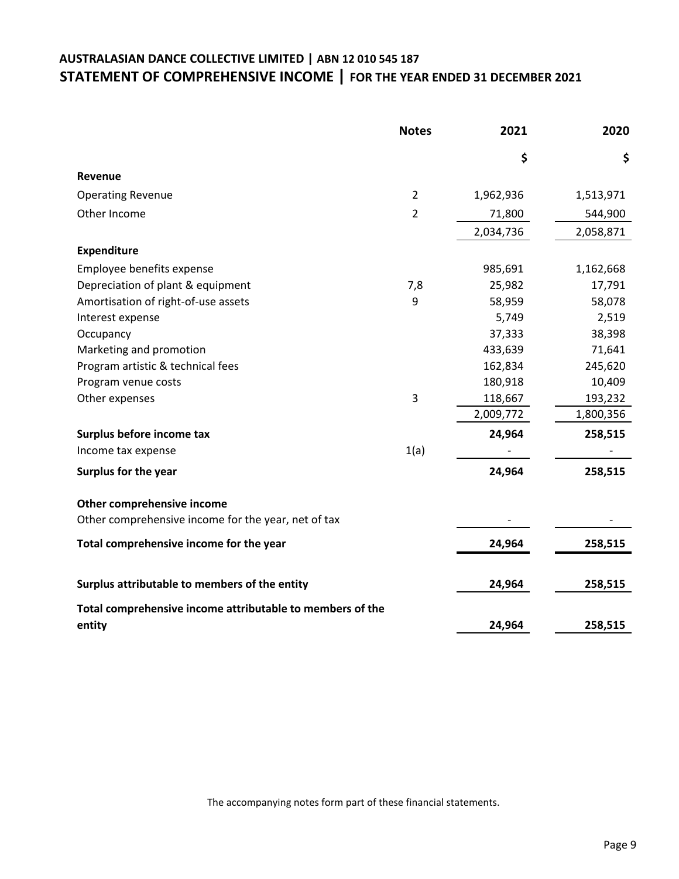# AUSTRALASIAN DANCE COLLECTIVE LIMITED | ABN 12 010 545 187

## STATEMENT OF COMPREHENSIVE INCOME | FOR THE YEAR ENDED 31 DECEMBER 2021

| | Notes | 2021 | 2020 |
|---|---|---|---|
| | | $ | $ |
| **Revenue** | | | |
| Operating Revenue | 2 | 1,962,936 | 1,513,971 |
| Other Income | 2 | 71,800 | 544,900 |
| | | 2,034,736 | 2,058,871 |
| **Expenditure** | | | |
| Employee benefits expense | | 985,691 | 1,162,668 |
| Depreciation of plant & equipment | 7,8 | 25,982 | 17,791 |
| Amortisation of right-of-use assets | 9 | 58,959 | 58,078 |
| Interest expense | | 5,749 | 2,519 |
| Occupancy | | 37,333 | 38,398 |
| Marketing and promotion | | 433,639 | 71,641 |
| Program artistic & technical fees | | 162,834 | 245,620 |
| Program venue costs | | 180,918 | 10,409 |
| Other expenses | 3 | 118,667 | 193,232 |
| | | 2,009,772 | 1,800,356 |
| **Surplus before income tax** | | **24,964** | **258,515** |
| Income tax expense | 1(a) | - | - |
| **Surplus for the year** | | **24,964** | **258,515** |
| **Other comprehensive income** | | | |
| Other comprehensive income for the year, net of tax | | - | - |
| **Total comprehensive income for the year** | | **24,964** | **258,515** |
| **Surplus attributable to members of the entity** | | **24,964** | **258,515** |
| **Total comprehensive income attributable to members of the entity** | | **24,964** | **258,515** |

The accompanying notes form part of these financial statements.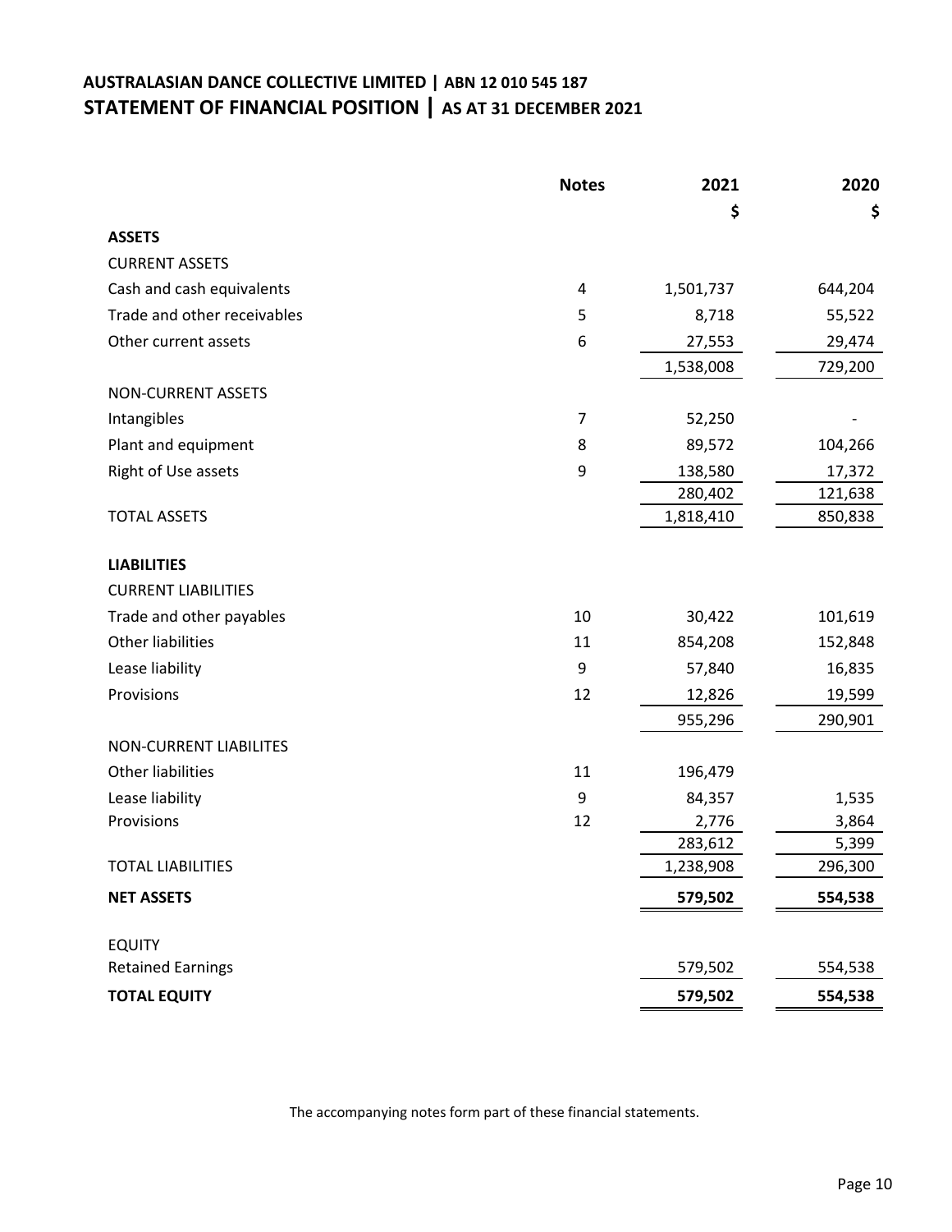# AUSTRALASIAN DANCE COLLECTIVE LIMITED | ABN 12 010 545 187

## STATEMENT OF FINANCIAL POSITION | AS AT 31 DECEMBER 2021

| | Notes | 2021 | 2020 |
|---|---|---|---|
| | | $ | $ |
| **ASSETS** | | | |
| CURRENT ASSETS | | | |
| Cash and cash equivalents | 4 | 1,501,737 | 644,204 |
| Trade and other receivables | 5 | 8,718 | 55,522 |
| Other current assets | 6 | 27,553 | 29,474 |
| | | 1,538,008 | 729,200 |
| NON-CURRENT ASSETS | | | |
| Intangibles | 7 | 52,250 | - |
| Plant and equipment | 8 | 89,572 | 104,266 |
| Right of Use assets | 9 | 138,580 | 17,372 |
| | | 280,402 | 121,638 |
| TOTAL ASSETS | | 1,818,410 | 850,838 |
| **LIABILITIES** | | | |
| CURRENT LIABILITIES | | | |
| Trade and other payables | 10 | 30,422 | 101,619 |
| Other liabilities | 11 | 854,208 | 152,848 |
| Lease liability | 9 | 57,840 | 16,835 |
| Provisions | 12 | 12,826 | 19,599 |
| | | 955,296 | 290,901 |
| NON-CURRENT LIABILITES | | | |
| Other liabilities | 11 | 196,479 | |
| Lease liability | 9 | 84,357 | 1,535 |
| Provisions | 12 | 2,776 | 3,864 |
| | | 283,612 | 5,399 |
| TOTAL LIABILITIES | | 1,238,908 | 296,300 |
| **NET ASSETS** | | **579,502** | **554,538** |
| EQUITY | | | |
| Retained Earnings | | 579,502 | 554,538 |
| **TOTAL EQUITY** | | **579,502** | **554,538** |

The accompanying notes form part of these financial statements.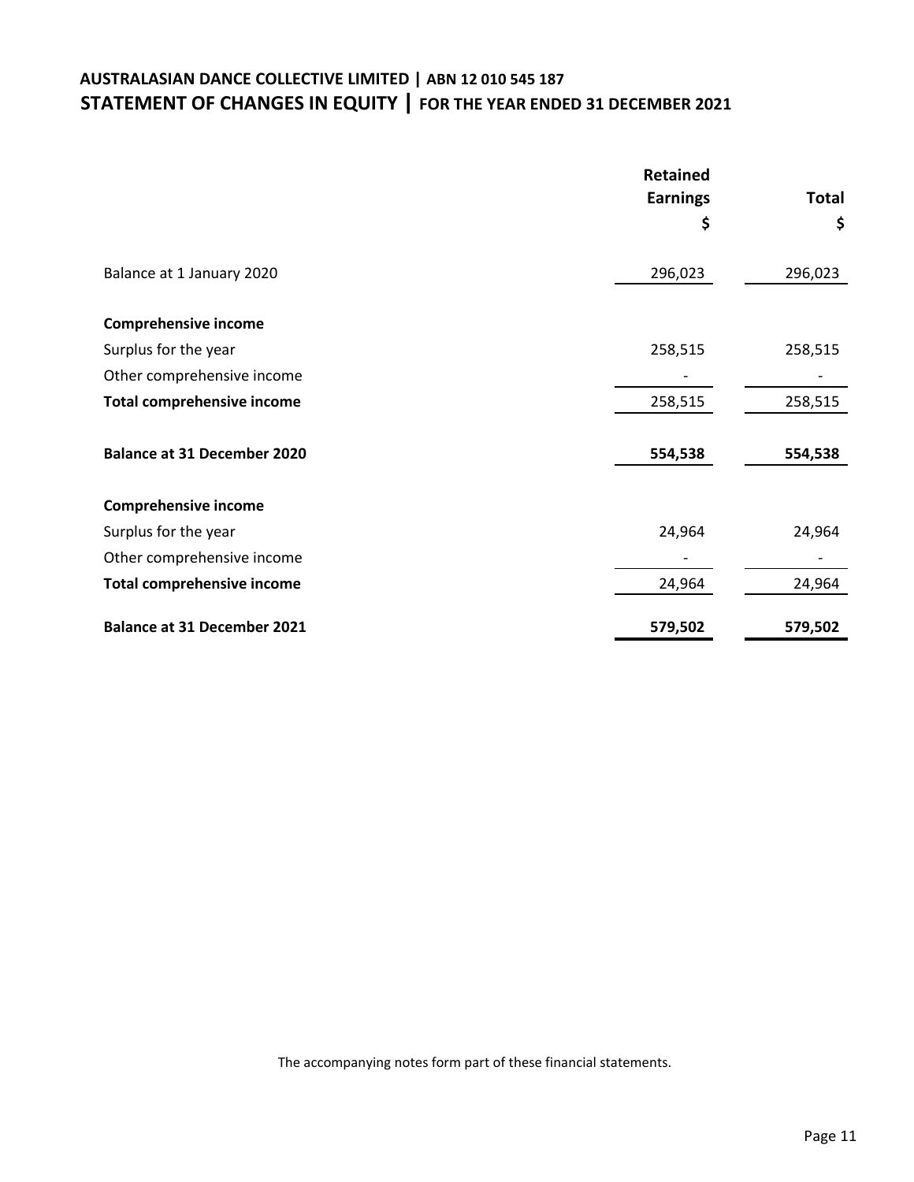# AUSTRALASIAN DANCE COLLECTIVE LIMITED | ABN 12 010 545 187

## STATEMENT OF CHANGES IN EQUITY | FOR THE YEAR ENDED 31 DECEMBER 2021

| | Retained Earnings $ | Total $ |
|---|---|---|
| Balance at 1 January 2020 | 296,023 | 296,023 |
| **Comprehensive income** | | |
| Surplus for the year | 258,515 | 258,515 |
| Other comprehensive income | - | - |
| **Total comprehensive income** | 258,515 | 258,515 |
| **Balance at 31 December 2020** | **554,538** | **554,538** |
| **Comprehensive income** | | |
| Surplus for the year | 24,964 | 24,964 |
| Other comprehensive income | - | - |
| **Total comprehensive income** | 24,964 | 24,964 |
| **Balance at 31 December 2021** | **579,502** | **579,502** |

The accompanying notes form part of these financial statements.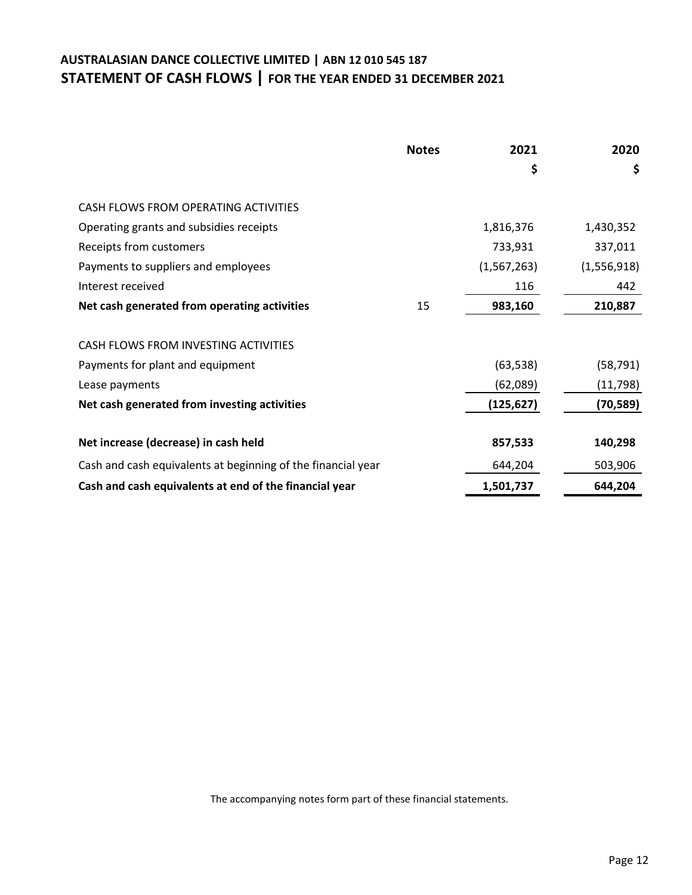# AUSTRALASIAN DANCE COLLECTIVE LIMITED | ABN 12 010 545 187

## STATEMENT OF CASH FLOWS | FOR THE YEAR ENDED 31 DECEMBER 2021

| | Notes | 2021 | 2020 |
|---|---|---|---|
| | | $ | $ |
| CASH FLOWS FROM OPERATING ACTIVITIES | | | |
| Operating grants and subsidies receipts | | 1,816,376 | 1,430,352 |
| Receipts from customers | | 733,931 | 337,011 |
| Payments to suppliers and employees | | (1,567,263) | (1,556,918) |
| Interest received | | 116 | 442 |
| **Net cash generated from operating activities** | 15 | **983,160** | **210,887** |
| CASH FLOWS FROM INVESTING ACTIVITIES | | | |
| Payments for plant and equipment | | (63,538) | (58,791) |
| Lease payments | | (62,089) | (11,798) |
| **Net cash generated from investing activities** | | **(125,627)** | **(70,589)** |
| **Net increase (decrease) in cash held** | | **857,533** | **140,298** |
| Cash and cash equivalents at beginning of the financial year | | 644,204 | 503,906 |
| **Cash and cash equivalents at end of the financial year** | | **1,501,737** | **644,204** |

The accompanying notes form part of these financial statements.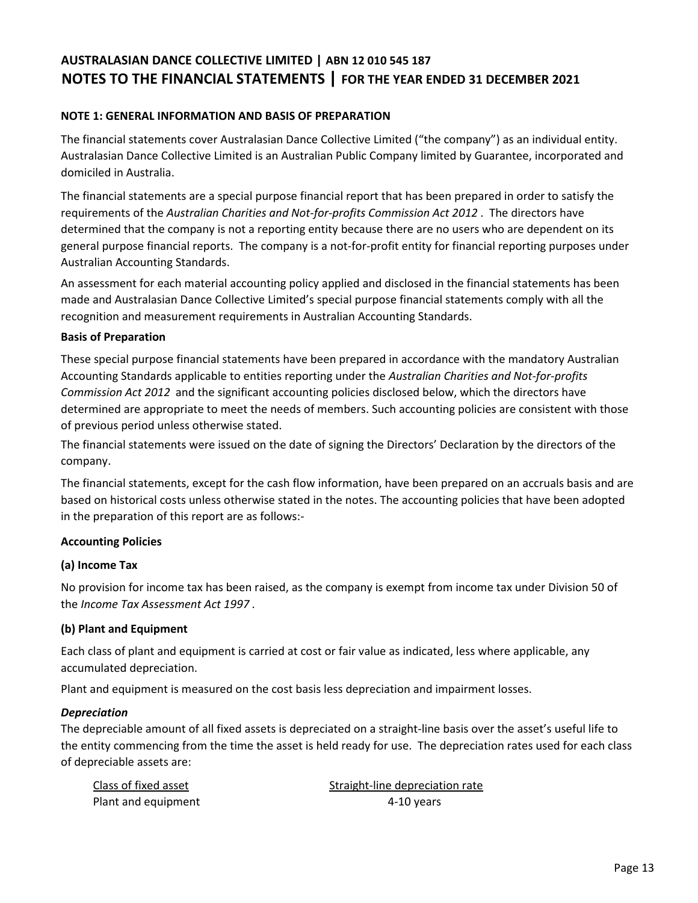# AUSTRALASIAN DANCE COLLECTIVE LIMITED | ABN 12 010 545 187

## NOTES TO THE FINANCIAL STATEMENTS | FOR THE YEAR ENDED 31 DECEMBER 2021

### NOTE 1: GENERAL INFORMATION AND BASIS OF PREPARATION

The financial statements cover Australasian Dance Collective Limited ("the company") as an individual entity. Australasian Dance Collective Limited is an Australian Public Company limited by Guarantee, incorporated and domiciled in Australia.

The financial statements are a special purpose financial report that has been prepared in order to satisfy the requirements of the *Australian Charities and Not-for-profits Commission Act 2012* . The directors have determined that the company is not a reporting entity because there are no users who are dependent on its general purpose financial reports. The company is a not-for-profit entity for financial reporting purposes under Australian Accounting Standards.

An assessment for each material accounting policy applied and disclosed in the financial statements has been made and Australasian Dance Collective Limited's special purpose financial statements comply with all the recognition and measurement requirements in Australian Accounting Standards.

**Basis of Preparation**

These special purpose financial statements have been prepared in accordance with the mandatory Australian Accounting Standards applicable to entities reporting under the *Australian Charities and Not-for-profits Commission Act 2012* and the significant accounting policies disclosed below, which the directors have determined are appropriate to meet the needs of members. Such accounting policies are consistent with those of previous period unless otherwise stated.

The financial statements were issued on the date of signing the Directors' Declaration by the directors of the company.

The financial statements, except for the cash flow information, have been prepared on an accruals basis and are based on historical costs unless otherwise stated in the notes. The accounting policies that have been adopted in the preparation of this report are as follows:-

**Accounting Policies**

**(a) Income Tax**

No provision for income tax has been raised, as the company is exempt from income tax under Division 50 of the *Income Tax Assessment Act 1997* .

**(b) Plant and Equipment**

Each class of plant and equipment is carried at cost or fair value as indicated, less where applicable, any accumulated depreciation.

Plant and equipment is measured on the cost basis less depreciation and impairment losses.

***Depreciation***

The depreciable amount of all fixed assets is depreciated on a straight-line basis over the asset's useful life to the entity commencing from the time the asset is held ready for use. The depreciation rates used for each class of depreciable assets are:

| Class of fixed asset | Straight-line depreciation rate |
|---|---|
| Plant and equipment | 4-10 years |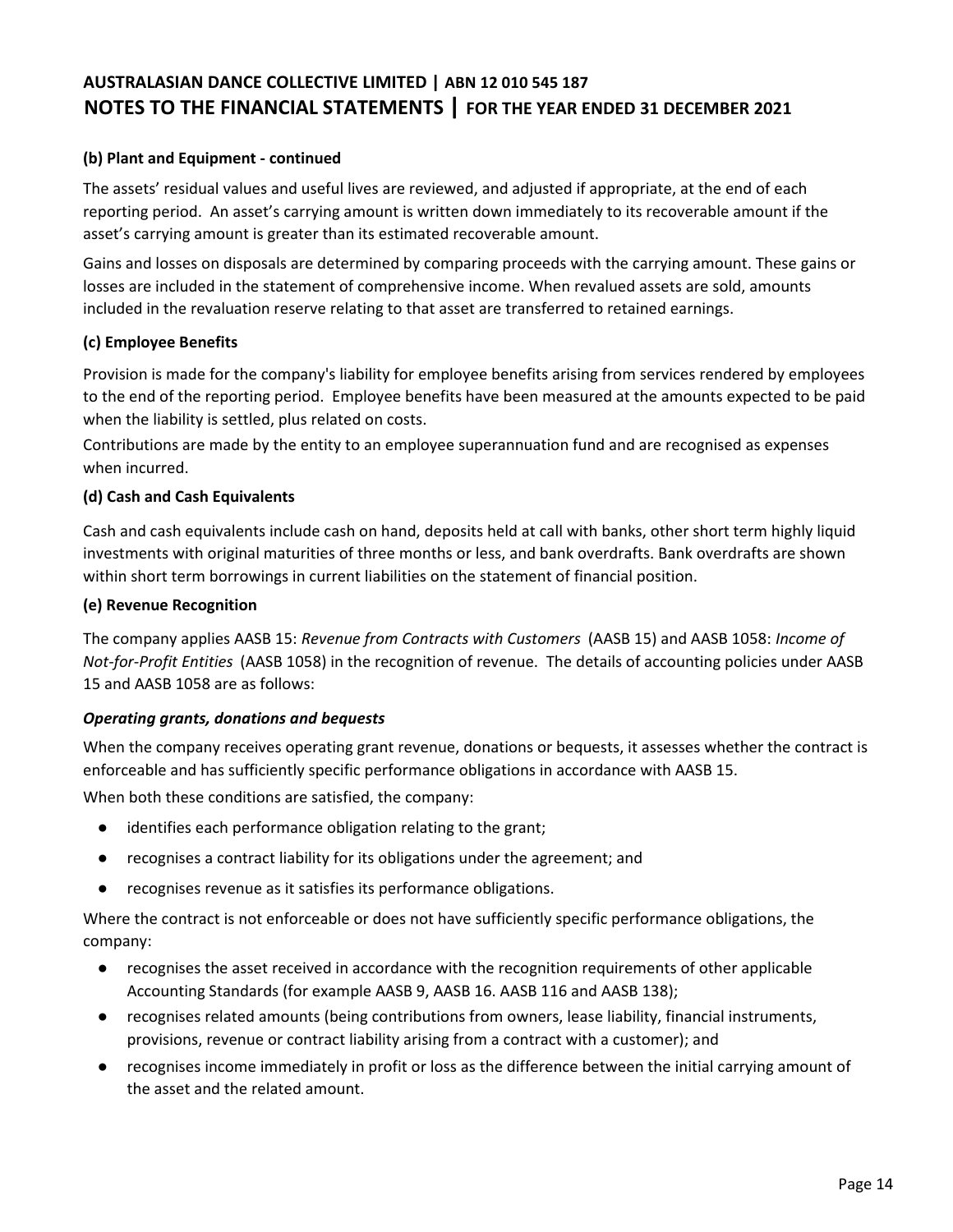#### (b) Plant and Equipment - continued

The assets' residual values and useful lives are reviewed, and adjusted if appropriate, at the end of each reporting period. An asset's carrying amount is written down immediately to its recoverable amount if the asset's carrying amount is greater than its estimated recoverable amount.

Gains and losses on disposals are determined by comparing proceeds with the carrying amount. These gains or losses are included in the statement of comprehensive income. When revalued assets are sold, amounts included in the revaluation reserve relating to that asset are transferred to retained earnings.

#### (c) Employee Benefits

Provision is made for the company's liability for employee benefits arising from services rendered by employees to the end of the reporting period. Employee benefits have been measured at the amounts expected to be paid when the liability is settled, plus related on costs.

Contributions are made by the entity to an employee superannuation fund and are recognised as expenses when incurred.

#### (d) Cash and Cash Equivalents

Cash and cash equivalents include cash on hand, deposits held at call with banks, other short term highly liquid investments with original maturities of three months or less, and bank overdrafts. Bank overdrafts are shown within short term borrowings in current liabilities on the statement of financial position.

#### (e) Revenue Recognition

The company applies AASB 15: *Revenue from Contracts with Customers* (AASB 15) and AASB 1058: *Income of Not-for-Profit Entities* (AASB 1058) in the recognition of revenue. The details of accounting policies under AASB 15 and AASB 1058 are as follows:

***Operating grants, donations and bequests***

When the company receives operating grant revenue, donations or bequests, it assesses whether the contract is enforceable and has sufficiently specific performance obligations in accordance with AASB 15.

When both these conditions are satisfied, the company:

- identifies each performance obligation relating to the grant;
- recognises a contract liability for its obligations under the agreement; and
- recognises revenue as it satisfies its performance obligations.

Where the contract is not enforceable or does not have sufficiently specific performance obligations, the company:

- recognises the asset received in accordance with the recognition requirements of other applicable Accounting Standards (for example AASB 9, AASB 16. AASB 116 and AASB 138);
- recognises related amounts (being contributions from owners, lease liability, financial instruments, provisions, revenue or contract liability arising from a contract with a customer); and
- recognises income immediately in profit or loss as the difference between the initial carrying amount of the asset and the related amount.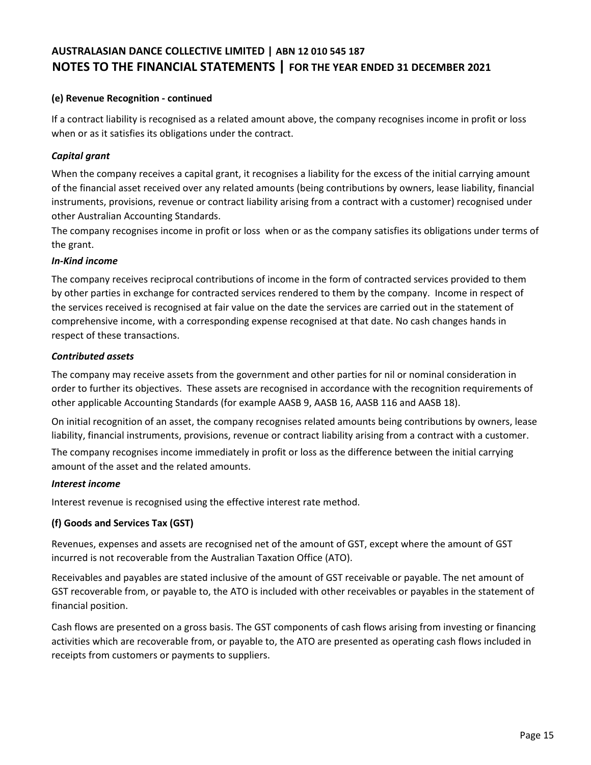**(e) Revenue Recognition - continued**

If a contract liability is recognised as a related amount above, the company recognises income in profit or loss when or as it satisfies its obligations under the contract.

***Capital grant***

When the company receives a capital grant, it recognises a liability for the excess of the initial carrying amount of the financial asset received over any related amounts (being contributions by owners, lease liability, financial instruments, provisions, revenue or contract liability arising from a contract with a customer) recognised under other Australian Accounting Standards.

The company recognises income in profit or loss when or as the company satisfies its obligations under terms of the grant.

***In-Kind income***

The company receives reciprocal contributions of income in the form of contracted services provided to them by other parties in exchange for contracted services rendered to them by the company. Income in respect of the services received is recognised at fair value on the date the services are carried out in the statement of comprehensive income, with a corresponding expense recognised at that date. No cash changes hands in respect of these transactions.

***Contributed assets***

The company may receive assets from the government and other parties for nil or nominal consideration in order to further its objectives. These assets are recognised in accordance with the recognition requirements of other applicable Accounting Standards (for example AASB 9, AASB 16, AASB 116 and AASB 18).

On initial recognition of an asset, the company recognises related amounts being contributions by owners, lease liability, financial instruments, provisions, revenue or contract liability arising from a contract with a customer.

The company recognises income immediately in profit or loss as the difference between the initial carrying amount of the asset and the related amounts.

***Interest income***

Interest revenue is recognised using the effective interest rate method.

**(f) Goods and Services Tax (GST)**

Revenues, expenses and assets are recognised net of the amount of GST, except where the amount of GST incurred is not recoverable from the Australian Taxation Office (ATO).

Receivables and payables are stated inclusive of the amount of GST receivable or payable. The net amount of GST recoverable from, or payable to, the ATO is included with other receivables or payables in the statement of financial position.

Cash flows are presented on a gross basis. The GST components of cash flows arising from investing or financing activities which are recoverable from, or payable to, the ATO are presented as operating cash flows included in receipts from customers or payments to suppliers.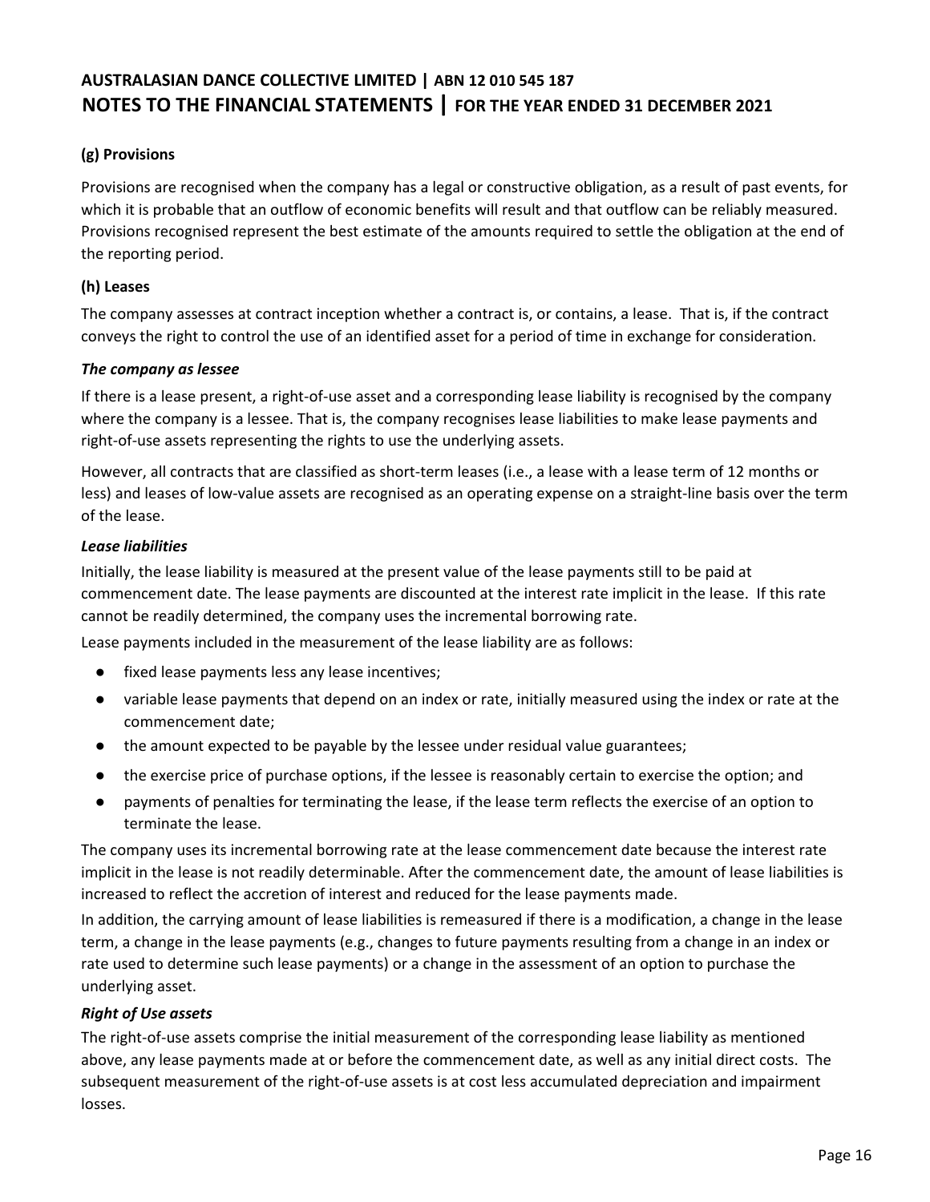### (g) Provisions

Provisions are recognised when the company has a legal or constructive obligation, as a result of past events, for which it is probable that an outflow of economic benefits will result and that outflow can be reliably measured. Provisions recognised represent the best estimate of the amounts required to settle the obligation at the end of the reporting period.

### (h) Leases

The company assesses at contract inception whether a contract is, or contains, a lease. That is, if the contract conveys the right to control the use of an identified asset for a period of time in exchange for consideration.

***The company as lessee***

If there is a lease present, a right-of-use asset and a corresponding lease liability is recognised by the company where the company is a lessee. That is, the company recognises lease liabilities to make lease payments and right-of-use assets representing the rights to use the underlying assets.

However, all contracts that are classified as short-term leases (i.e., a lease with a lease term of 12 months or less) and leases of low-value assets are recognised as an operating expense on a straight-line basis over the term of the lease.

***Lease liabilities***

Initially, the lease liability is measured at the present value of the lease payments still to be paid at commencement date. The lease payments are discounted at the interest rate implicit in the lease. If this rate cannot be readily determined, the company uses the incremental borrowing rate.

Lease payments included in the measurement of the lease liability are as follows:

- fixed lease payments less any lease incentives;
- variable lease payments that depend on an index or rate, initially measured using the index or rate at the commencement date;
- the amount expected to be payable by the lessee under residual value guarantees;
- the exercise price of purchase options, if the lessee is reasonably certain to exercise the option; and
- payments of penalties for terminating the lease, if the lease term reflects the exercise of an option to terminate the lease.

The company uses its incremental borrowing rate at the lease commencement date because the interest rate implicit in the lease is not readily determinable. After the commencement date, the amount of lease liabilities is increased to reflect the accretion of interest and reduced for the lease payments made.

In addition, the carrying amount of lease liabilities is remeasured if there is a modification, a change in the lease term, a change in the lease payments (e.g., changes to future payments resulting from a change in an index or rate used to determine such lease payments) or a change in the assessment of an option to purchase the underlying asset.

***Right of Use assets***

The right-of-use assets comprise the initial measurement of the corresponding lease liability as mentioned above, any lease payments made at or before the commencement date, as well as any initial direct costs. The subsequent measurement of the right-of-use assets is at cost less accumulated depreciation and impairment losses.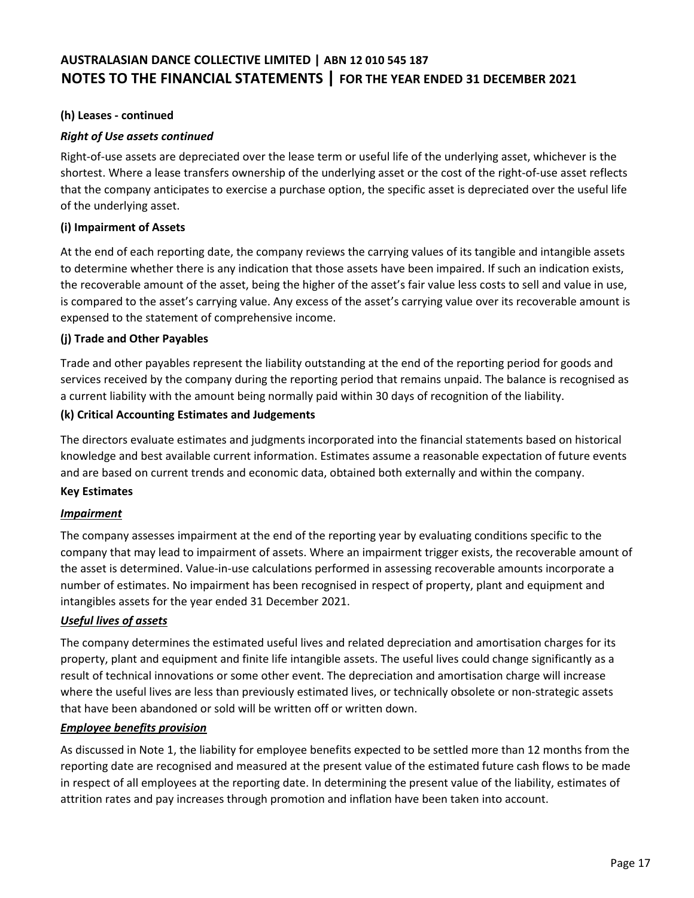**(h) Leases - continued**

***Right of Use assets continued***

Right-of-use assets are depreciated over the lease term or useful life of the underlying asset, whichever is the shortest. Where a lease transfers ownership of the underlying asset or the cost of the right-of-use asset reflects that the company anticipates to exercise a purchase option, the specific asset is depreciated over the useful life of the underlying asset.

**(i) Impairment of Assets**

At the end of each reporting date, the company reviews the carrying values of its tangible and intangible assets to determine whether there is any indication that those assets have been impaired. If such an indication exists, the recoverable amount of the asset, being the higher of the asset's fair value less costs to sell and value in use, is compared to the asset's carrying value. Any excess of the asset's carrying value over its recoverable amount is expensed to the statement of comprehensive income.

**(j) Trade and Other Payables**

Trade and other payables represent the liability outstanding at the end of the reporting period for goods and services received by the company during the reporting period that remains unpaid. The balance is recognised as a current liability with the amount being normally paid within 30 days of recognition of the liability.

**(k) Critical Accounting Estimates and Judgements**

The directors evaluate estimates and judgments incorporated into the financial statements based on historical knowledge and best available current information. Estimates assume a reasonable expectation of future events and are based on current trends and economic data, obtained both externally and within the company.

**Key Estimates**

***<u>Impairment</u>***

The company assesses impairment at the end of the reporting year by evaluating conditions specific to the company that may lead to impairment of assets. Where an impairment trigger exists, the recoverable amount of the asset is determined. Value-in-use calculations performed in assessing recoverable amounts incorporate a number of estimates. No impairment has been recognised in respect of property, plant and equipment and intangibles assets for the year ended 31 December 2021.

***<u>Useful lives of assets</u>***

The company determines the estimated useful lives and related depreciation and amortisation charges for its property, plant and equipment and finite life intangible assets. The useful lives could change significantly as a result of technical innovations or some other event. The depreciation and amortisation charge will increase where the useful lives are less than previously estimated lives, or technically obsolete or non-strategic assets that have been abandoned or sold will be written off or written down.

***<u>Employee benefits provision</u>***

As discussed in Note 1, the liability for employee benefits expected to be settled more than 12 months from the reporting date are recognised and measured at the present value of the estimated future cash flows to be made in respect of all employees at the reporting date. In determining the present value of the liability, estimates of attrition rates and pay increases through promotion and inflation have been taken into account.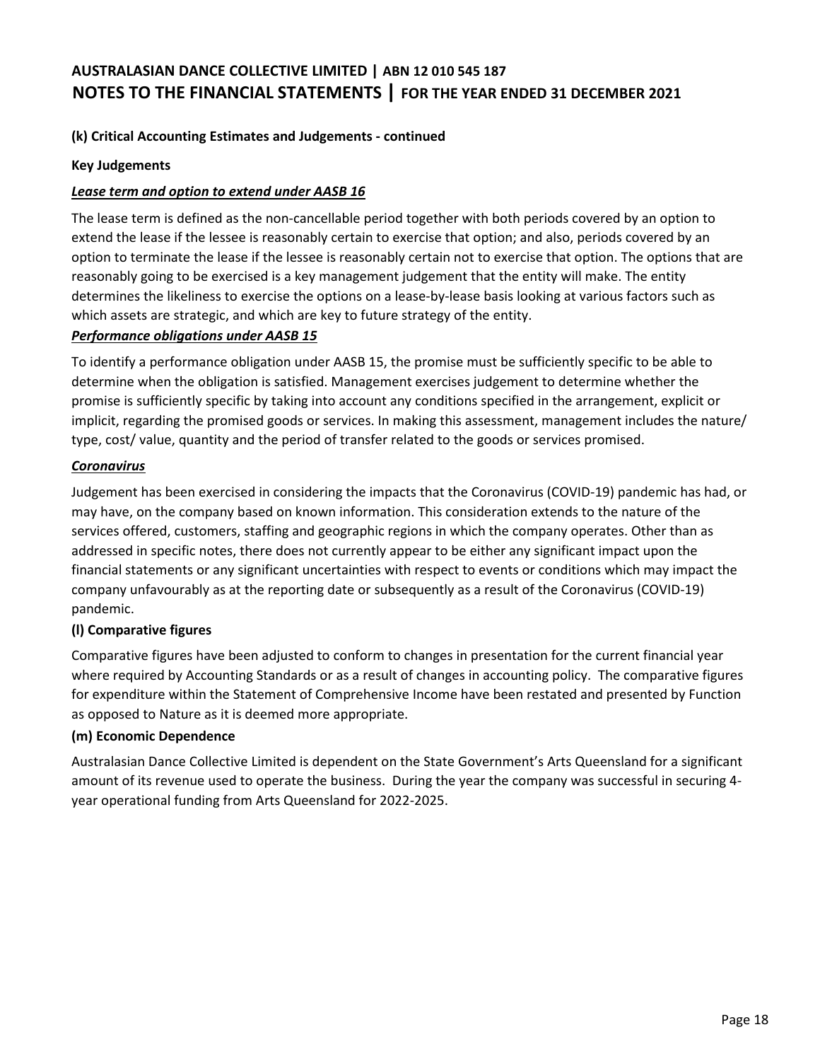**(k) Critical Accounting Estimates and Judgements - continued**

**Key Judgements**

***Lease term and option to extend under AASB 16***

The lease term is defined as the non-cancellable period together with both periods covered by an option to extend the lease if the lessee is reasonably certain to exercise that option; and also, periods covered by an option to terminate the lease if the lessee is reasonably certain not to exercise that option. The options that are reasonably going to be exercised is a key management judgement that the entity will make. The entity determines the likeliness to exercise the options on a lease-by-lease basis looking at various factors such as which assets are strategic, and which are key to future strategy of the entity.

***Performance obligations under AASB 15***

To identify a performance obligation under AASB 15, the promise must be sufficiently specific to be able to determine when the obligation is satisfied. Management exercises judgement to determine whether the promise is sufficiently specific by taking into account any conditions specified in the arrangement, explicit or implicit, regarding the promised goods or services. In making this assessment, management includes the nature/ type, cost/ value, quantity and the period of transfer related to the goods or services promised.

***Coronavirus***

Judgement has been exercised in considering the impacts that the Coronavirus (COVID-19) pandemic has had, or may have, on the company based on known information. This consideration extends to the nature of the services offered, customers, staffing and geographic regions in which the company operates. Other than as addressed in specific notes, there does not currently appear to be either any significant impact upon the financial statements or any significant uncertainties with respect to events or conditions which may impact the company unfavourably as at the reporting date or subsequently as a result of the Coronavirus (COVID-19) pandemic.

**(l) Comparative figures**

Comparative figures have been adjusted to conform to changes in presentation for the current financial year where required by Accounting Standards or as a result of changes in accounting policy. The comparative figures for expenditure within the Statement of Comprehensive Income have been restated and presented by Function as opposed to Nature as it is deemed more appropriate.

**(m) Economic Dependence**

Australasian Dance Collective Limited is dependent on the State Government's Arts Queensland for a significant amount of its revenue used to operate the business. During the year the company was successful in securing 4-year operational funding from Arts Queensland for 2022-2025.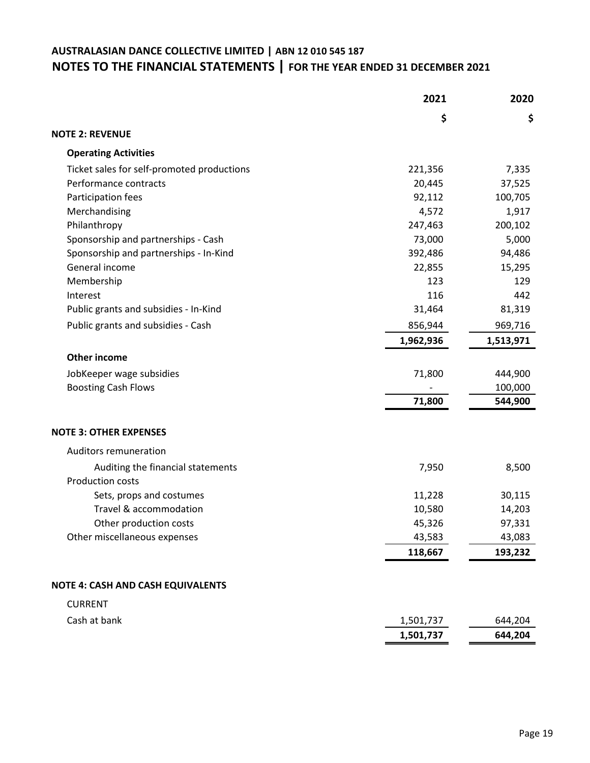**AUSTRALASIAN DANCE COLLECTIVE LIMITED | ABN 12 010 545 187**

**NOTES TO THE FINANCIAL STATEMENTS | FOR THE YEAR ENDED 31 DECEMBER 2021**

| | 2021 | 2020 |
|---|---|---|
| | $ | $ |
| **NOTE 2: REVENUE** | | |
| **Operating Activities** | | |
| Ticket sales for self-promoted productions | 221,356 | 7,335 |
| Performance contracts | 20,445 | 37,525 |
| Participation fees | 92,112 | 100,705 |
| Merchandising | 4,572 | 1,917 |
| Philanthropy | 247,463 | 200,102 |
| Sponsorship and partnerships - Cash | 73,000 | 5,000 |
| Sponsorship and partnerships - In-Kind | 392,486 | 94,486 |
| General income | 22,855 | 15,295 |
| Membership | 123 | 129 |
| Interest | 116 | 442 |
| Public grants and subsidies - In-Kind | 31,464 | 81,319 |
| Public grants and subsidies - Cash | 856,944 | 969,716 |
| | **1,962,936** | **1,513,971** |
| **Other income** | | |
| JobKeeper wage subsidies | 71,800 | 444,900 |
| Boosting Cash Flows | - | 100,000 |
| | **71,800** | **544,900** |

| | 2021 | 2020 |
|---|---|---|
| **NOTE 3: OTHER EXPENSES** | | |
| Auditors remuneration | | |
| Auditing the financial statements | 7,950 | 8,500 |
| Production costs | | |
| Sets, props and costumes | 11,228 | 30,115 |
| Travel & accommodation | 10,580 | 14,203 |
| Other production costs | 45,326 | 97,331 |
| Other miscellaneous expenses | 43,583 | 43,083 |
| | **118,667** | **193,232** |

| | 2021 | 2020 |
|---|---|---|
| **NOTE 4: CASH AND CASH EQUIVALENTS** | | |
| CURRENT | | |
| Cash at bank | 1,501,737 | 644,204 |
| | **1,501,737** | **644,204** |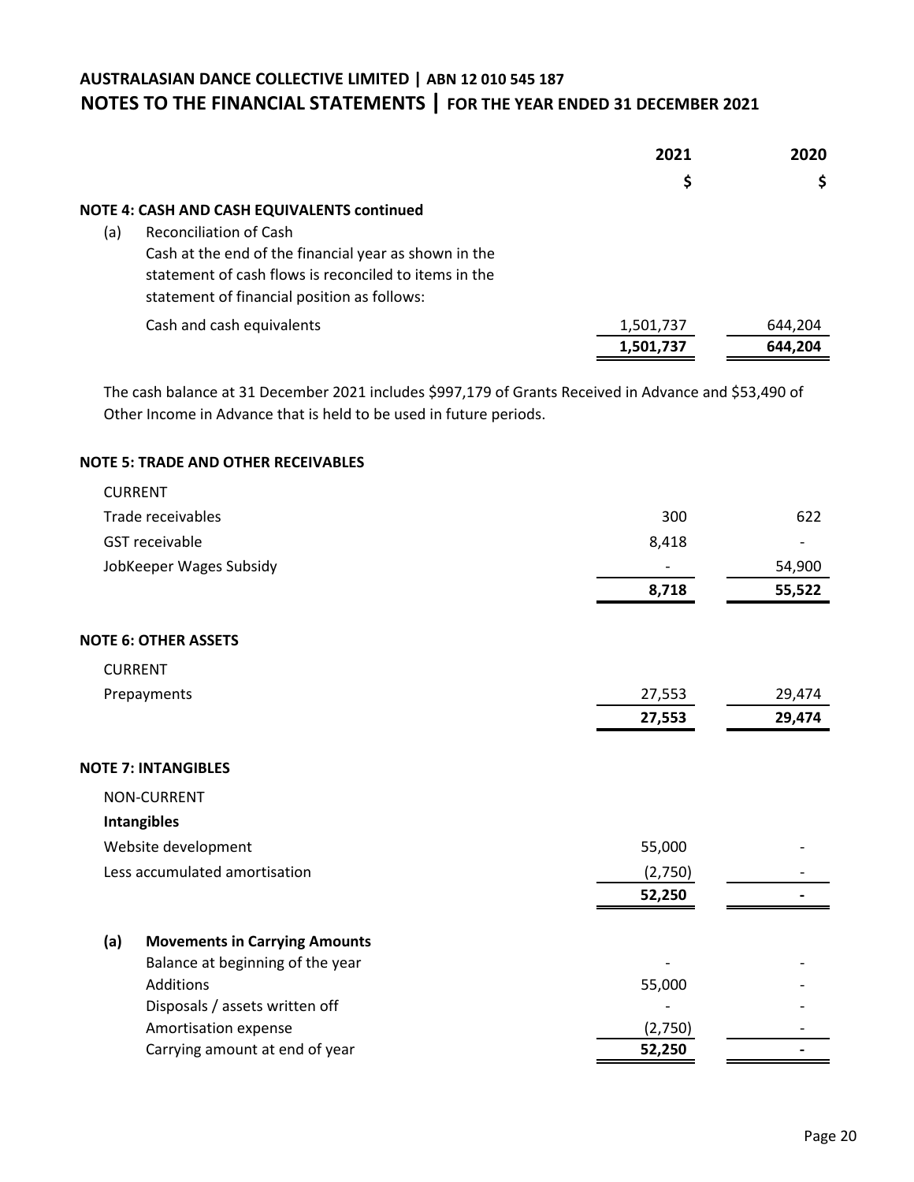## AUSTRALASIAN DANCE COLLECTIVE LIMITED | ABN 12 010 545 187

## NOTES TO THE FINANCIAL STATEMENTS | FOR THE YEAR ENDED 31 DECEMBER 2021

| | 2021 | 2020 |
|---|---|---|
| | $ | $ |
| **NOTE 4: CASH AND CASH EQUIVALENTS continued** | | |
| (a) Reconciliation of Cash | | |
| Cash at the end of the financial year as shown in the statement of cash flows is reconciled to items in the statement of financial position as follows: | | |
| Cash and cash equivalents | 1,501,737 | 644,204 |
| | **1,501,737** | **644,204** |

The cash balance at 31 December 2021 includes $997,179 of Grants Received in Advance and $53,490 of Other Income in Advance that is held to be used in future periods.

**NOTE 5: TRADE AND OTHER RECEIVABLES**

| | 2021 | 2020 |
|---|---|---|
| CURRENT | | |
| Trade receivables | 300 | 622 |
| GST receivable | 8,418 | - |
| JobKeeper Wages Subsidy | - | 54,900 |
| | **8,718** | **55,522** |

**NOTE 6: OTHER ASSETS**

| | 2021 | 2020 |
|---|---|---|
| CURRENT | | |
| Prepayments | 27,553 | 29,474 |
| | **27,553** | **29,474** |

**NOTE 7: INTANGIBLES**

| | 2021 | 2020 |
|---|---|---|
| NON-CURRENT | | |
| **Intangibles** | | |
| Website development | 55,000 | - |
| Less accumulated amortisation | (2,750) | - |
| | **52,250** | **-** |
| **(a) Movements in Carrying Amounts** | | |
| Balance at beginning of the year | - | - |
| Additions | 55,000 | - |
| Disposals / assets written off | - | - |
| Amortisation expense | (2,750) | - |
| Carrying amount at end of year | **52,250** | **-** |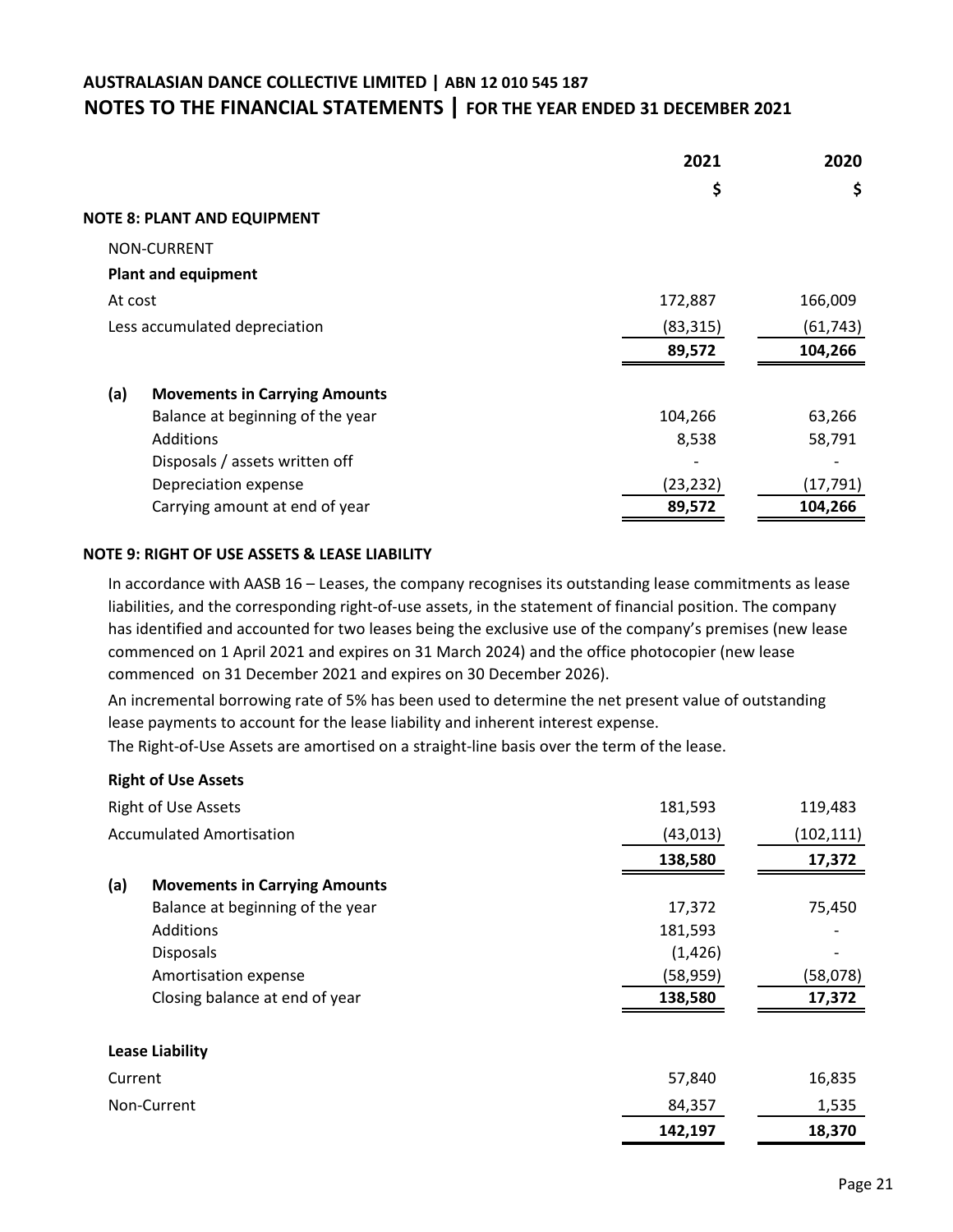**AUSTRALASIAN DANCE COLLECTIVE LIMITED | ABN 12 010 545 187**

## NOTES TO THE FINANCIAL STATEMENTS | FOR THE YEAR ENDED 31 DECEMBER 2021

| | 2021 | 2020 |
|---|---|---|
| | $ | $ |
| **NOTE 8: PLANT AND EQUIPMENT** | | |
| NON-CURRENT | | |
| **Plant and equipment** | | |
| At cost | 172,887 | 166,009 |
| Less accumulated depreciation | (83,315) | (61,743) |
| | **89,572** | **104,266** |
| **(a) Movements in Carrying Amounts** | | |
| Balance at beginning of the year | 104,266 | 63,266 |
| Additions | 8,538 | 58,791 |
| Disposals / assets written off | - | - |
| Depreciation expense | (23,232) | (17,791) |
| Carrying amount at end of year | **89,572** | **104,266** |

### NOTE 9: RIGHT OF USE ASSETS & LEASE LIABILITY

In accordance with AASB 16 – Leases, the company recognises its outstanding lease commitments as lease liabilities, and the corresponding right-of-use assets, in the statement of financial position. The company has identified and accounted for two leases being the exclusive use of the company's premises (new lease commenced on 1 April 2021 and expires on 31 March 2024) and the office photocopier (new lease commenced on 31 December 2021 and expires on 30 December 2026).

An incremental borrowing rate of 5% has been used to determine the net present value of outstanding lease payments to account for the lease liability and inherent interest expense.

The Right-of-Use Assets are amortised on a straight-line basis over the term of the lease.

| | 2021 | 2020 |
|---|---|---|
| **Right of Use Assets** | | |
| Right of Use Assets | 181593 | 119,483 |
| Accumulated Amortisation | (43,013) | (102,111) |
| | **138,580** | **17,372** |
| **(a) Movements in Carrying Amounts** | | |
| Balance at beginning of the year | 17,372 | 75,450 |
| Additions | 181,593 | - |
| Disposals | (1,426) | - |
| Amortisation expense | (58,959) | (58,078) |
| Closing balance at end of year | **138,580** | **17,372** |
| **Lease Liability** | | |
| Current | 57,840 | 16,835 |
| Non-Current | 84,357 | 1,535 |
| | **142,197** | **18,370** |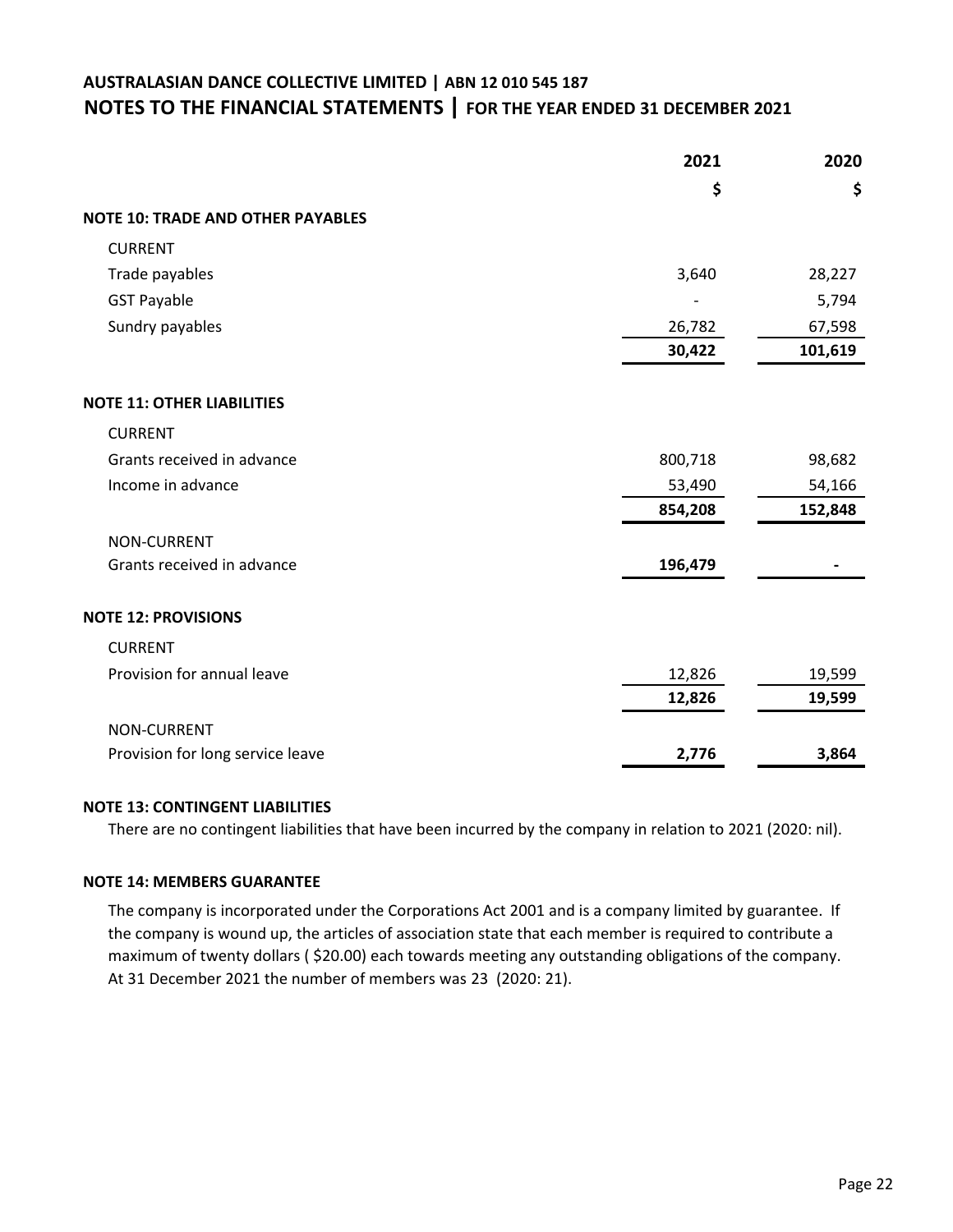## AUSTRALASIAN DANCE COLLECTIVE LIMITED | ABN 12 010 545 187
## NOTES TO THE FINANCIAL STATEMENTS | FOR THE YEAR ENDED 31 DECEMBER 2021

| | 2021 | 2020 |
|---|---|---|
| | $ | $ |
| **NOTE 10: TRADE AND OTHER PAYABLES** | | |
| CURRENT | | |
| Trade payables | 3,640 | 28,227 |
| GST Payable | - | 5,794 |
| Sundry payables | 26,782 | 67,598 |
| | **30,422** | **101,619** |
| **NOTE 11: OTHER LIABILITIES** | | |
| CURRENT | | |
| Grants received in advance | 800,718 | 98,682 |
| Income in advance | 53,490 | 54,166 |
| | **854,208** | **152,848** |
| NON-CURRENT | | |
| Grants received in advance | **196,479** | **-** |
| **NOTE 12: PROVISIONS** | | |
| CURRENT | | |
| Provision for annual leave | 12,826 | 19,599 |
| | **12,826** | **19,599** |
| NON-CURRENT | | |
| Provision for long service leave | **2,776** | **3,864** |

**NOTE 13: CONTINGENT LIABILITIES**

There are no contingent liabilities that have been incurred by the company in relation to 2021 (2020: nil).

**NOTE 14: MEMBERS GUARANTEE**

The company is incorporated under the Corporations Act 2001 and is a company limited by guarantee. If the company is wound up, the articles of association state that each member is required to contribute a maximum of twenty dollars ( $20.00) each towards meeting any outstanding obligations of the company. At 31 December 2021 the number of members was 23 (2020: 21).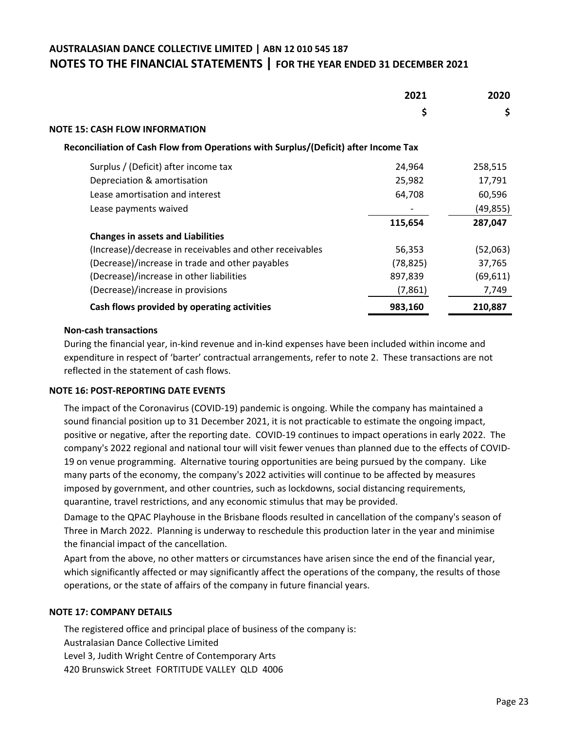# AUSTRALASIAN DANCE COLLECTIVE LIMITED | ABN 12 010 545 187

## NOTES TO THE FINANCIAL STATEMENTS | FOR THE YEAR ENDED 31 DECEMBER 2021

### NOTE 15: CASH FLOW INFORMATION

**Reconciliation of Cash Flow from Operations with Surplus/(Deficit) after Income Tax**

| | 2021 | 2020 |
|---|---|---|
| | $ | $ |
| Surplus / (Deficit) after income tax | 24,964 | 258,515 |
| Depreciation & amortisation | 25,982 | 17,791 |
| Lease amortisation and interest | 64,708 | 60,596 |
| Lease payments waived | - | (49,855) |
| | **115,654** | **287,047** |
| **Changes in assets and Liabilities** | | |
| (Increase)/decrease in receivables and other receivables | 56,353 | (52,063) |
| (Decrease)/increase in trade and other payables | (78,825) | 37,765 |
| (Decrease)/increase in other liabilities | 897,839 | (69,611) |
| (Decrease)/increase in provisions | (7,861) | 7,749 |
| **Cash flows provided by operating activities** | **983,160** | **210,887** |

**Non-cash transactions**

During the financial year, in-kind revenue and in-kind expenses have been included within income and expenditure in respect of 'barter' contractual arrangements, refer to note 2. These transactions are not reflected in the statement of cash flows.

### NOTE 16: POST-REPORTING DATE EVENTS

The impact of the Coronavirus (COVID-19) pandemic is ongoing. While the company has maintained a sound financial position up to 31 December 2021, it is not practicable to estimate the ongoing impact, positive or negative, after the reporting date. COVID-19 continues to impact operations in early 2022. The company's 2022 regional and national tour will visit fewer venues than planned due to the effects of COVID-19 on venue programming. Alternative touring opportunities are being pursued by the company. Like many parts of the economy, the company's 2022 activities will continue to be affected by measures imposed by government, and other countries, such as lockdowns, social distancing requirements, quarantine, travel restrictions, and any economic stimulus that may be provided.

Damage to the QPAC Playhouse in the Brisbane floods resulted in cancellation of the company's season of Three in March 2022. Planning is underway to reschedule this production later in the year and minimise the financial impact of the cancellation.

Apart from the above, no other matters or circumstances have arisen since the end of the financial year, which significantly affected or may significantly affect the operations of the company, the results of those operations, or the state of affairs of the company in future financial years.

### NOTE 17: COMPANY DETAILS

The registered office and principal place of business of the company is:
Australasian Dance Collective Limited
Level 3, Judith Wright Centre of Contemporary Arts
420 Brunswick Street FORTITUDE VALLEY QLD 4006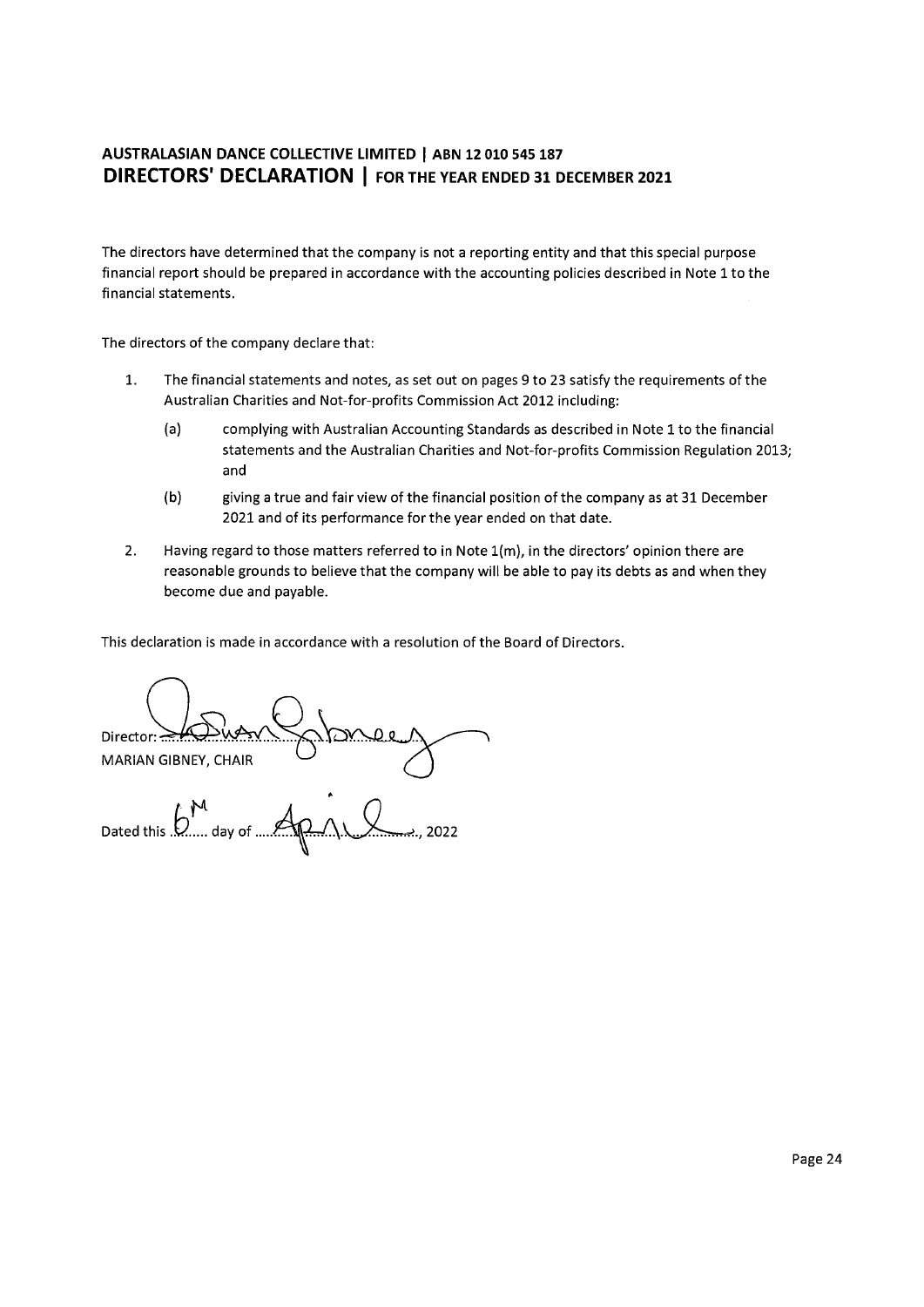# AUSTRALASIAN DANCE COLLECTIVE LIMITED | ABN 12 010 545 187

## DIRECTORS' DECLARATION | FOR THE YEAR ENDED 31 DECEMBER 2021

The directors have determined that the company is not a reporting entity and that this special purpose financial report should be prepared in accordance with the accounting policies described in Note 1 to the financial statements.

The directors of the company declare that:

1. The financial statements and notes, as set out on pages 9 to 23 satisfy the requirements of the Australian Charities and Not-for-profits Commission Act 2012 including:

   (a) complying with Australian Accounting Standards as described in Note 1 to the financial statements and the Australian Charities and Not-for-profits Commission Regulation 2013; and

   (b) giving a true and fair view of the financial position of the company as at 31 December 2021 and of its performance for the year ended on that date.

2. Having regard to those matters referred to in Note 1(m), in the directors' opinion there are reasonable grounds to believe that the company will be able to pay its debts as and when they become due and payable.

This declaration is made in accordance with a resolution of the Board of Directors.

Director: ..............................................
MARIAN GIBNEY, CHAIR

Dated this 6th day of April, 2022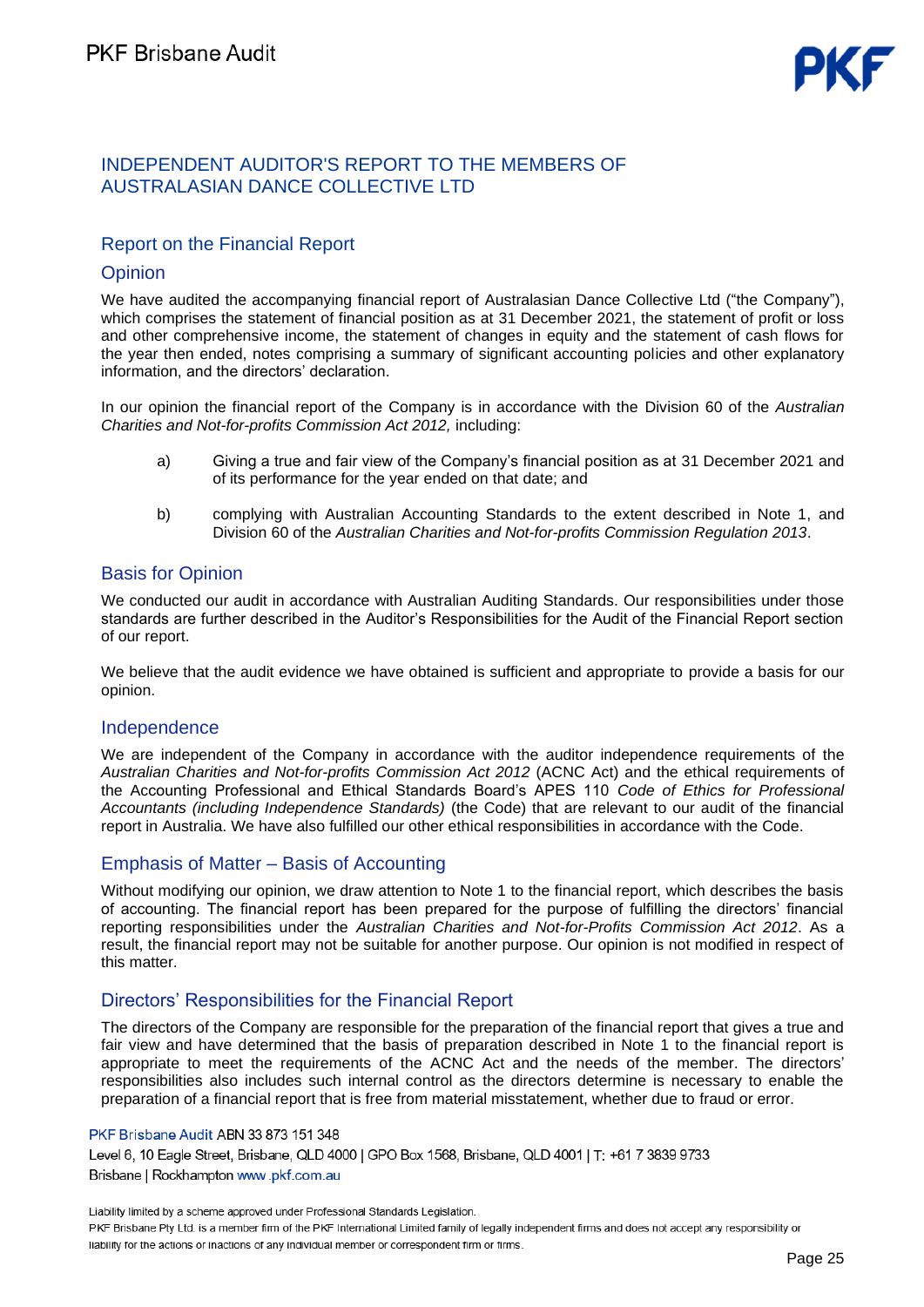# INDEPENDENT AUDITOR'S REPORT TO THE MEMBERS OF AUSTRALASIAN DANCE COLLECTIVE LTD

## Report on the Financial Report

### Opinion

We have audited the accompanying financial report of Australasian Dance Collective Ltd ("the Company"), which comprises the statement of financial position as at 31 December 2021, the statement of profit or loss and other comprehensive income, the statement of changes in equity and the statement of cash flows for the year then ended, notes comprising a summary of significant accounting policies and other explanatory information, and the directors' declaration.

In our opinion the financial report of the Company is in accordance with the Division 60 of the *Australian Charities and Not-for-profits Commission Act 2012,* including:

a) Giving a true and fair view of the Company's financial position as at 31 December 2021 and of its performance for the year ended on that date; and

b) complying with Australian Accounting Standards to the extent described in Note 1, and Division 60 of the *Australian Charities and Not-for-profits Commission Regulation 2013*.

### Basis for Opinion

We conducted our audit in accordance with Australian Auditing Standards. Our responsibilities under those standards are further described in the Auditor's Responsibilities for the Audit of the Financial Report section of our report.

We believe that the audit evidence we have obtained is sufficient and appropriate to provide a basis for our opinion.

### Independence

We are independent of the Company in accordance with the auditor independence requirements of the *Australian Charities and Not-for-profits Commission Act 2012* (ACNC Act) and the ethical requirements of the Accounting Professional and Ethical Standards Board's APES 110 *Code of Ethics for Professional Accountants (including Independence Standards)* (the Code) that are relevant to our audit of the financial report in Australia. We have also fulfilled our other ethical responsibilities in accordance with the Code.

### Emphasis of Matter – Basis of Accounting

Without modifying our opinion, we draw attention to Note 1 to the financial report, which describes the basis of accounting. The financial report has been prepared for the purpose of fulfilling the directors' financial reporting responsibilities under the *Australian Charities and Not-for-Profits Commission Act 2012*. As a result, the financial report may not be suitable for another purpose. Our opinion is not modified in respect of this matter.

### Directors' Responsibilities for the Financial Report

The directors of the Company are responsible for the preparation of the financial report that gives a true and fair view and have determined that the basis of preparation described in Note 1 to the financial report is appropriate to meet the requirements of the ACNC Act and the needs of the member. The directors' responsibilities also includes such internal control as the directors determine is necessary to enable the preparation of a financial report that is free from material misstatement, whether due to fraud or error.

PKF Brisbane Audit ABN 33 873 151 348
Level 6, 10 Eagle Street, Brisbane, QLD 4000 | GPO Box 1568, Brisbane, QLD 4001 | T: +61 7 3839 9733
Brisbane | Rockhampton www.pkf.com.au

Liability limited by a scheme approved under Professional Standards Legislation.
PKF Brisbane Pty Ltd. is a member firm of the PKF International Limited family of legally independent firms and does not accept any responsibility or liability for the actions or inactions of any individual member or correspondent firm or firms.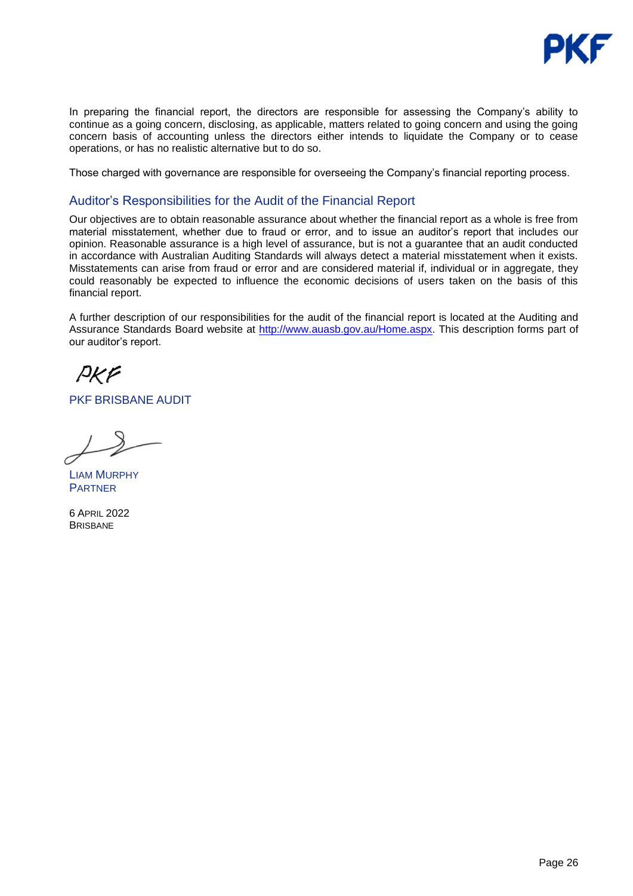In preparing the financial report, the directors are responsible for assessing the Company's ability to continue as a going concern, disclosing, as applicable, matters related to going concern and using the going concern basis of accounting unless the directors either intends to liquidate the Company or to cease operations, or has no realistic alternative but to do so.

Those charged with governance are responsible for overseeing the Company's financial reporting process.

## Auditor's Responsibilities for the Audit of the Financial Report

Our objectives are to obtain reasonable assurance about whether the financial report as a whole is free from material misstatement, whether due to fraud or error, and to issue an auditor's report that includes our opinion. Reasonable assurance is a high level of assurance, but is not a guarantee that an audit conducted in accordance with Australian Auditing Standards will always detect a material misstatement when it exists. Misstatements can arise from fraud or error and are considered material if, individual or in aggregate, they could reasonably be expected to influence the economic decisions of users taken on the basis of this financial report.

A further description of our responsibilities for the audit of the financial report is located at the Auditing and Assurance Standards Board website at http://www.auasb.gov.au/Home.aspx. This description forms part of our auditor's report.

PKF

PKF BRISBANE AUDIT

LIAM MURPHY
PARTNER

6 APRIL 2022
BRISBANE